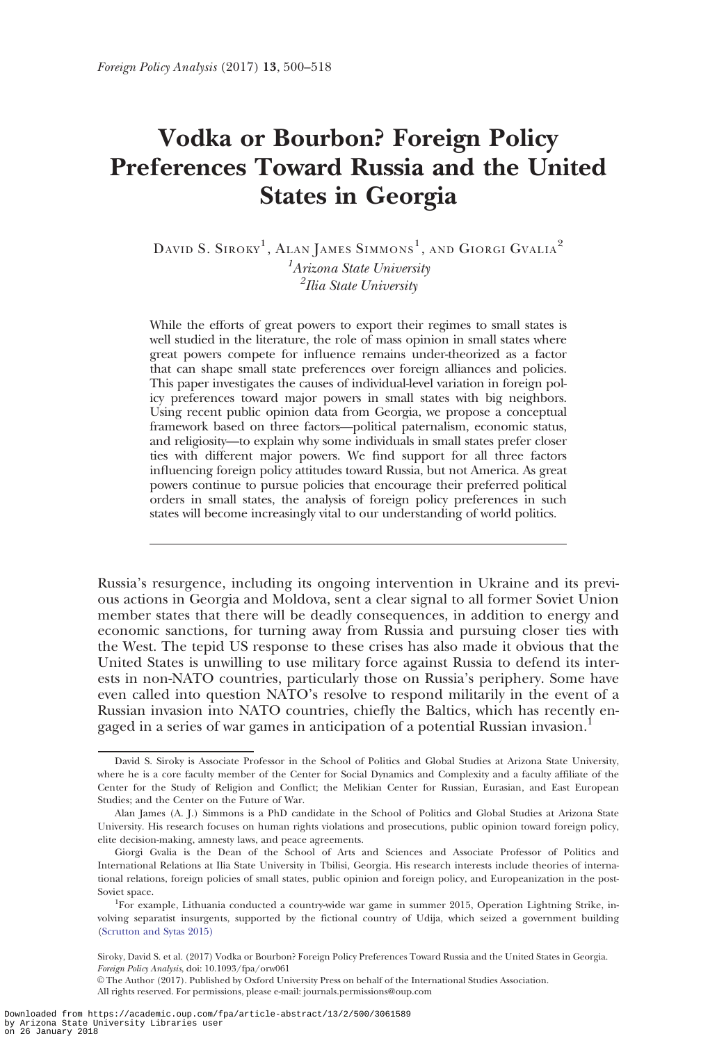# Vodka or Bourbon? Foreign Policy Preferences Toward Russia and the United States in Georgia

David S. Siroky[1], Alan James Simmons[1], and Giorgi Gvalia[2]

[1]*Arizona State University*

[2]*Ilia State University*

While the efforts of great powers to export their regimes to small states is well studied in the literature, the role of mass opinion in small states where great powers compete for influence remains under-theorized as a factor that can shape small state preferences over foreign alliances and policies. This paper investigates the causes of individual-level variation in foreign policy preferences toward major powers in small states with big neighbors. Using recent public opinion data from Georgia, we propose a conceptual framework based on three factors—political paternalism, economic status, and religiosity—to explain why some individuals in small states prefer closer ties with different major powers. We find support for all three factors influencing foreign policy attitudes toward Russia, but not America. As great powers continue to pursue policies that encourage their preferred political orders in small states, the analysis of foreign policy preferences in such states will become increasingly vital to our understanding of world politics.

---

Russia's resurgence, including its ongoing intervention in Ukraine and its previous actions in Georgia and Moldova, sent a clear signal to all former Soviet Union member states that there will be deadly consequences, in addition to energy and economic sanctions, for turning away from Russia and pursuing closer ties with the West. The tepid US response to these crises has also made it obvious that the United States is unwilling to use military force against Russia to defend its interests in non-NATO countries, particularly those on Russia's periphery. Some have even called into question NATO's resolve to respond militarily in the event of a Russian invasion into NATO countries, chiefly the Baltics, which has recently engaged in a series of war games in anticipation of a potential Russian invasion.[1]

---

David S. Siroky is Associate Professor in the School of Politics and Global Studies at Arizona State University, where he is a core faculty member of the Center for Social Dynamics and Complexity and a faculty affiliate of the Center for the Study of Religion and Conflict; the Melikian Center for Russian, Eurasian, and East European Studies; and the Center on the Future of War.

Alan James (A. J.) Simmons is a PhD candidate in the School of Politics and Global Studies at Arizona State University. His research focuses on human rights violations and prosecutions, public opinion toward foreign policy, elite decision-making, amnesty laws, and peace agreements.

Giorgi Gvalia is the Dean of the School of Arts and Sciences and Associate Professor of Politics and International Relations at Ilia State University in Tbilisi, Georgia. His research interests include theories of international relations, foreign policies of small states, public opinion and foreign policy, and Europeanization in the post-Soviet space.

[1]For example, Lithuania conducted a country-wide war game in summer 2015, Operation Lightning Strike, involving separatist insurgents, supported by the fictional country of Udija, which seized a government building (Scrutton and Sytas 2015)

Siroky, David S. et al. (2017) Vodka or Bourbon? Foreign Policy Preferences Toward Russia and the United States in Georgia. *Foreign Policy Analysis*, doi: 10.1093/fpa/orw061

© The Author (2017). Published by Oxford University Press on behalf of the International Studies Association. All rights reserved. For permissions, please e-mail: journals.permissions@oup.com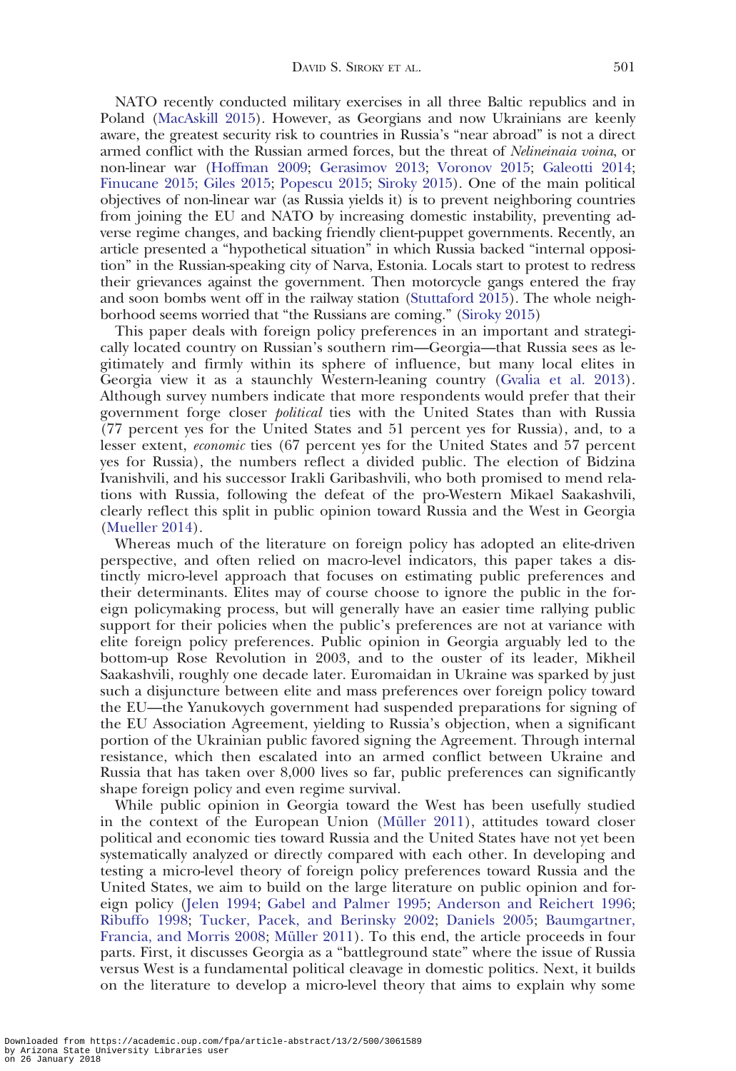NATO recently conducted military exercises in all three Baltic republics and in Poland (MacAskill 2015). However, as Georgians and now Ukrainians are keenly aware, the greatest security risk to countries in Russia's "near abroad" is not a direct armed conflict with the Russian armed forces, but the threat of *Nelineinaia voina*, or non-linear war (Hoffman 2009; Gerasimov 2013; Voronov 2015; Galeotti 2014; Finucane 2015; Giles 2015; Popescu 2015; Siroky 2015). One of the main political objectives of non-linear war (as Russia yields it) is to prevent neighboring countries from joining the EU and NATO by increasing domestic instability, preventing adverse regime changes, and backing friendly client-puppet governments. Recently, an article presented a "hypothetical situation" in which Russia backed "internal opposition" in the Russian-speaking city of Narva, Estonia. Locals start to protest to redress their grievances against the government. Then motorcycle gangs entered the fray and soon bombs went off in the railway station (Stuttaford 2015). The whole neighborhood seems worried that "the Russians are coming." (Siroky 2015)

This paper deals with foreign policy preferences in an important and strategically located country on Russian's southern rim—Georgia—that Russia sees as legitimately and firmly within its sphere of influence, but many local elites in Georgia view it as a staunchly Western-leaning country (Gvalia et al. 2013). Although survey numbers indicate that more respondents would prefer that their government forge closer *political* ties with the United States than with Russia (77 percent yes for the United States and 51 percent yes for Russia), and, to a lesser extent, *economic* ties (67 percent yes for the United States and 57 percent yes for Russia), the numbers reflect a divided public. The election of Bidzina Ivanishvili, and his successor Irakli Garibashvili, who both promised to mend relations with Russia, following the defeat of the pro-Western Mikael Saakashvili, clearly reflect this split in public opinion toward Russia and the West in Georgia (Mueller 2014).

Whereas much of the literature on foreign policy has adopted an elite-driven perspective, and often relied on macro-level indicators, this paper takes a distinctly micro-level approach that focuses on estimating public preferences and their determinants. Elites may of course choose to ignore the public in the foreign policymaking process, but will generally have an easier time rallying public support for their policies when the public's preferences are not at variance with elite foreign policy preferences. Public opinion in Georgia arguably led to the bottom-up Rose Revolution in 2003, and to the ouster of its leader, Mikheil Saakashvili, roughly one decade later. Euromaidan in Ukraine was sparked by just such a disjuncture between elite and mass preferences over foreign policy toward the EU—the Yanukovych government had suspended preparations for signing of the EU Association Agreement, yielding to Russia's objection, when a significant portion of the Ukrainian public favored signing the Agreement. Through internal resistance, which then escalated into an armed conflict between Ukraine and Russia that has taken over 8,000 lives so far, public preferences can significantly shape foreign policy and even regime survival.

While public opinion in Georgia toward the West has been usefully studied in the context of the European Union (Müller 2011), attitudes toward closer political and economic ties toward Russia and the United States have not yet been systematically analyzed or directly compared with each other. In developing and testing a micro-level theory of foreign policy preferences toward Russia and the United States, we aim to build on the large literature on public opinion and foreign policy (Jelen 1994; Gabel and Palmer 1995; Anderson and Reichert 1996; Ribuffo 1998; Tucker, Pacek, and Berinsky 2002; Daniels 2005; Baumgartner, Francia, and Morris 2008; Müller 2011). To this end, the article proceeds in four parts. First, it discusses Georgia as a "battleground state" where the issue of Russia versus West is a fundamental political cleavage in domestic politics. Next, it builds on the literature to develop a micro-level theory that aims to explain why some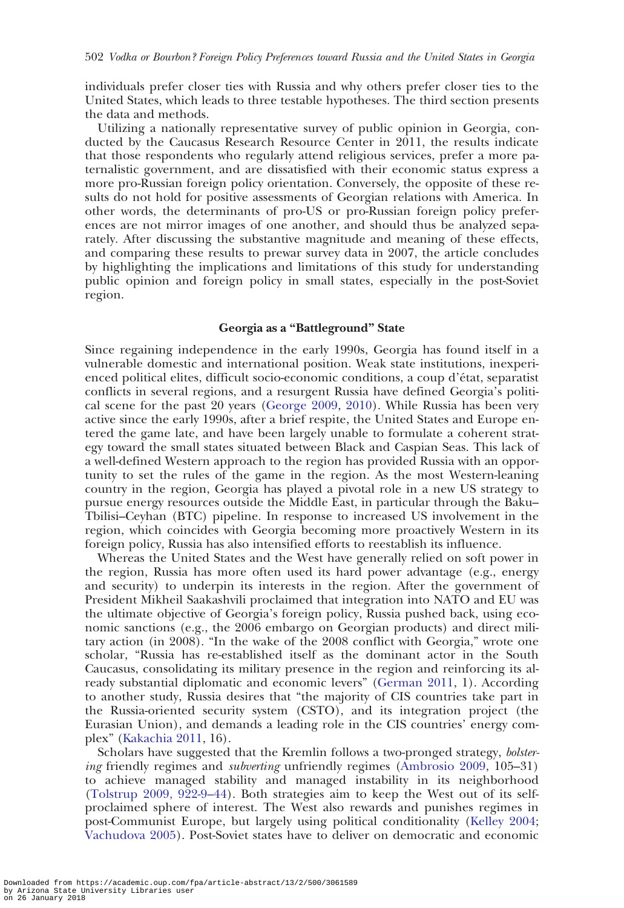individuals prefer closer ties with Russia and why others prefer closer ties to the United States, which leads to three testable hypotheses. The third section presents the data and methods.

Utilizing a nationally representative survey of public opinion in Georgia, conducted by the Caucasus Research Resource Center in 2011, the results indicate that those respondents who regularly attend religious services, prefer a more paternalistic government, and are dissatisfied with their economic status express a more pro-Russian foreign policy orientation. Conversely, the opposite of these results do not hold for positive assessments of Georgian relations with America. In other words, the determinants of pro-US or pro-Russian foreign policy preferences are not mirror images of one another, and should thus be analyzed separately. After discussing the substantive magnitude and meaning of these effects, and comparing these results to prewar survey data in 2007, the article concludes by highlighting the implications and limitations of this study for understanding public opinion and foreign policy in small states, especially in the post-Soviet region.

## Georgia as a "Battleground" State

Since regaining independence in the early 1990s, Georgia has found itself in a vulnerable domestic and international position. Weak state institutions, inexperienced political elites, difficult socio-economic conditions, a coup d'état, separatist conflicts in several regions, and a resurgent Russia have defined Georgia's political scene for the past 20 years (George 2009, 2010). While Russia has been very active since the early 1990s, after a brief respite, the United States and Europe entered the game late, and have been largely unable to formulate a coherent strategy toward the small states situated between Black and Caspian Seas. This lack of a well-defined Western approach to the region has provided Russia with an opportunity to set the rules of the game in the region. As the most Western-leaning country in the region, Georgia has played a pivotal role in a new US strategy to pursue energy resources outside the Middle East, in particular through the Baku–Tbilisi–Ceyhan (BTC) pipeline. In response to increased US involvement in the region, which coincides with Georgia becoming more proactively Western in its foreign policy, Russia has also intensified efforts to reestablish its influence.

Whereas the United States and the West have generally relied on soft power in the region, Russia has more often used its hard power advantage (e.g., energy and security) to underpin its interests in the region. After the government of President Mikheil Saakashvili proclaimed that integration into NATO and EU was the ultimate objective of Georgia's foreign policy, Russia pushed back, using economic sanctions (e.g., the 2006 embargo on Georgian products) and direct military action (in 2008). "In the wake of the 2008 conflict with Georgia," wrote one scholar, "Russia has re-established itself as the dominant actor in the South Caucasus, consolidating its military presence in the region and reinforcing its already substantial diplomatic and economic levers" (German 2011, 1). According to another study, Russia desires that "the majority of CIS countries take part in the Russia-oriented security system (CSTO), and its integration project (the Eurasian Union), and demands a leading role in the CIS countries' energy complex" (Kakachia 2011, 16).

Scholars have suggested that the Kremlin follows a two-pronged strategy, *bolstering* friendly regimes and *subverting* unfriendly regimes (Ambrosio 2009, 105–31) to achieve managed stability and managed instability in its neighborhood (Tolstrup 2009, 922-9–44). Both strategies aim to keep the West out of its self-proclaimed sphere of interest. The West also rewards and punishes regimes in post-Communist Europe, but largely using political conditionality (Kelley 2004; Vachudova 2005). Post-Soviet states have to deliver on democratic and economic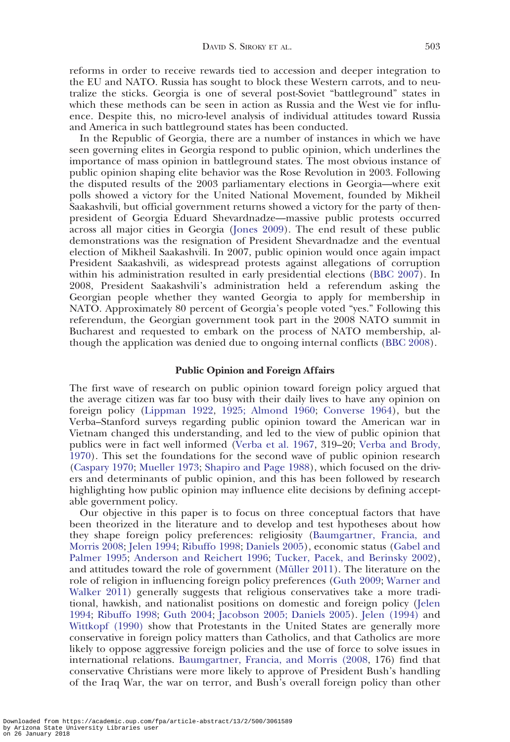reforms in order to receive rewards tied to accession and deeper integration to the EU and NATO. Russia has sought to block these Western carrots, and to neutralize the sticks. Georgia is one of several post-Soviet "battleground" states in which these methods can be seen in action as Russia and the West vie for influence. Despite this, no micro-level analysis of individual attitudes toward Russia and America in such battleground states has been conducted.

In the Republic of Georgia, there are a number of instances in which we have seen governing elites in Georgia respond to public opinion, which underlines the importance of mass opinion in battleground states. The most obvious instance of public opinion shaping elite behavior was the Rose Revolution in 2003. Following the disputed results of the 2003 parliamentary elections in Georgia—where exit polls showed a victory for the United National Movement, founded by Mikheil Saakashvili, but official government returns showed a victory for the party of then-president of Georgia Eduard Shevardnadze—massive public protests occurred across all major cities in Georgia (Jones 2009). The end result of these public demonstrations was the resignation of President Shevardnadze and the eventual election of Mikheil Saakashvili. In 2007, public opinion would once again impact President Saakashvili, as widespread protests against allegations of corruption within his administration resulted in early presidential elections (BBC 2007). In 2008, President Saakashvili's administration held a referendum asking the Georgian people whether they wanted Georgia to apply for membership in NATO. Approximately 80 percent of Georgia's people voted "yes." Following this referendum, the Georgian government took part in the 2008 NATO summit in Bucharest and requested to embark on the process of NATO membership, although the application was denied due to ongoing internal conflicts (BBC 2008).

## Public Opinion and Foreign Affairs

The first wave of research on public opinion toward foreign policy argued that the average citizen was far too busy with their daily lives to have any opinion on foreign policy (Lippman 1922, 1925; Almond 1960; Converse 1964), but the Verba–Stanford surveys regarding public opinion toward the American war in Vietnam changed this understanding, and led to the view of public opinion that publics were in fact well informed (Verba et al. 1967, 319–20; Verba and Brody, 1970). This set the foundations for the second wave of public opinion research (Caspary 1970; Mueller 1973; Shapiro and Page 1988), which focused on the drivers and determinants of public opinion, and this has been followed by research highlighting how public opinion may influence elite decisions by defining acceptable government policy.

Our objective in this paper is to focus on three conceptual factors that have been theorized in the literature and to develop and test hypotheses about how they shape foreign policy preferences: religiosity (Baumgartner, Francia, and Morris 2008; Jelen 1994; Ribuffo 1998; Daniels 2005), economic status (Gabel and Palmer 1995; Anderson and Reichert 1996; Tucker, Pacek, and Berinsky 2002), and attitudes toward the role of government (Müller 2011). The literature on the role of religion in influencing foreign policy preferences (Guth 2009; Warner and Walker 2011) generally suggests that religious conservatives take a more traditional, hawkish, and nationalist positions on domestic and foreign policy (Jelen 1994; Ribuffo 1998; Guth 2004; Jacobson 2005; Daniels 2005). Jelen (1994) and Wittkopf (1990) show that Protestants in the United States are generally more conservative in foreign policy matters than Catholics, and that Catholics are more likely to oppose aggressive foreign policies and the use of force to solve issues in international relations. Baumgartner, Francia, and Morris (2008, 176) find that conservative Christians were more likely to approve of President Bush's handling of the Iraq War, the war on terror, and Bush's overall foreign policy than other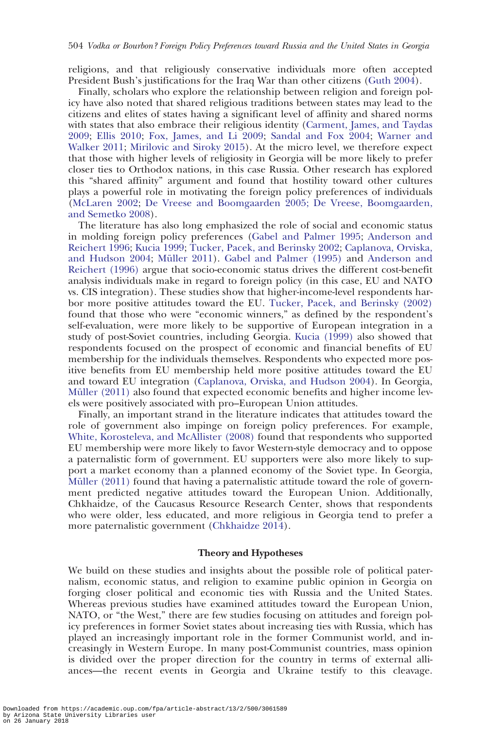religions, and that religiously conservative individuals more often accepted President Bush's justifications for the Iraq War than other citizens (Guth 2004).

Finally, scholars who explore the relationship between religion and foreign policy have also noted that shared religious traditions between states may lead to the citizens and elites of states having a significant level of affinity and shared norms with states that also embrace their religious identity (Carment, James, and Taydas 2009; Ellis 2010; Fox, James, and Li 2009; Sandal and Fox 2004; Warner and Walker 2011; Mirilovic and Siroky 2015). At the micro level, we therefore expect that those with higher levels of religiosity in Georgia will be more likely to prefer closer ties to Orthodox nations, in this case Russia. Other research has explored this "shared affinity" argument and found that hostility toward other cultures plays a powerful role in motivating the foreign policy preferences of individuals (McLaren 2002; De Vreese and Boomgaarden 2005; De Vreese, Boomgaarden, and Semetko 2008).

The literature has also long emphasized the role of social and economic status in molding foreign policy preferences (Gabel and Palmer 1995; Anderson and Reichert 1996; Kucia 1999; Tucker, Pacek, and Berinsky 2002; Caplanova, Orviska, and Hudson 2004; Müller 2011). Gabel and Palmer (1995) and Anderson and Reichert (1996) argue that socio-economic status drives the different cost-benefit analysis individuals make in regard to foreign policy (in this case, EU and NATO vs. CIS integration). These studies show that higher-income-level respondents harbor more positive attitudes toward the EU. Tucker, Pacek, and Berinsky (2002) found that those who were "economic winners," as defined by the respondent's self-evaluation, were more likely to be supportive of European integration in a study of post-Soviet countries, including Georgia. Kucia (1999) also showed that respondents focused on the prospect of economic and financial benefits of EU membership for the individuals themselves. Respondents who expected more positive benefits from EU membership held more positive attitudes toward the EU and toward EU integration (Caplanova, Orviska, and Hudson 2004). In Georgia, Müller (2011) also found that expected economic benefits and higher income levels were positively associated with pro–European Union attitudes.

Finally, an important strand in the literature indicates that attitudes toward the role of government also impinge on foreign policy preferences. For example, White, Korosteleva, and McAllister (2008) found that respondents who supported EU membership were more likely to favor Western-style democracy and to oppose a paternalistic form of government. EU supporters were also more likely to support a market economy than a planned economy of the Soviet type. In Georgia, Müller (2011) found that having a paternalistic attitude toward the role of government predicted negative attitudes toward the European Union. Additionally, Chkhaidze, of the Caucasus Resource Research Center, shows that respondents who were older, less educated, and more religious in Georgia tend to prefer a more paternalistic government (Chkhaidze 2014).

## Theory and Hypotheses

We build on these studies and insights about the possible role of political paternalism, economic status, and religion to examine public opinion in Georgia on forging closer political and economic ties with Russia and the United States. Whereas previous studies have examined attitudes toward the European Union, NATO, or "the West," there are few studies focusing on attitudes and foreign policy preferences in former Soviet states about increasing ties with Russia, which has played an increasingly important role in the former Communist world, and increasingly in Western Europe. In many post-Communist countries, mass opinion is divided over the proper direction for the country in terms of external alliances—the recent events in Georgia and Ukraine testify to this cleavage.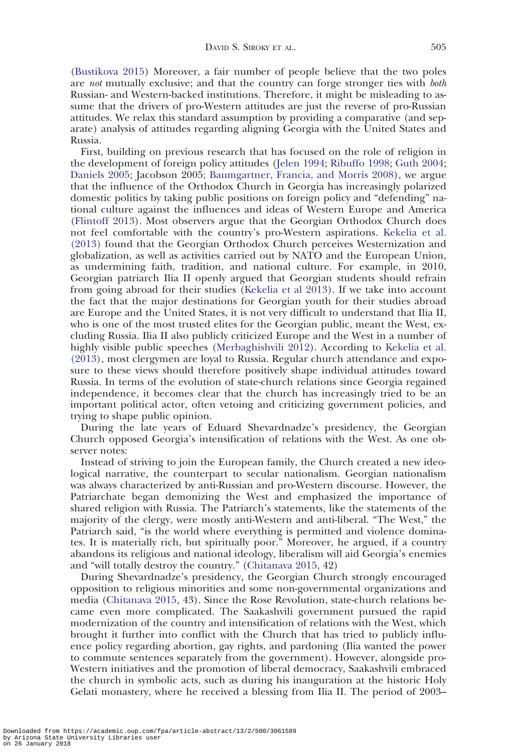(Bustikova 2015) Moreover, a fair number of people believe that the two poles are *not* mutually exclusive; and that the country can forge stronger ties with *both* Russian- and Western-backed institutions. Therefore, it might be misleading to assume that the drivers of pro-Western attitudes are just the reverse of pro-Russian attitudes. We relax this standard assumption by providing a comparative (and separate) analysis of attitudes regarding aligning Georgia with the United States and Russia.

First, building on previous research that has focused on the role of religion in the development of foreign policy attitudes (Jelen 1994; Ribuffo 1998; Guth 2004; Daniels 2005; Jacobson 2005; Baumgartner, Francia, and Morris 2008), we argue that the influence of the Orthodox Church in Georgia has increasingly polarized domestic politics by taking public positions on foreign policy and "defending" national culture against the influences and ideas of Western Europe and America (Flintoff 2013). Most observers argue that the Georgian Orthodox Church does not feel comfortable with the country's pro-Western aspirations. Kekelia et al. (2013) found that the Georgian Orthodox Church perceives Westernization and globalization, as well as activities carried out by NATO and the European Union, as undermining faith, tradition, and national culture. For example, in 2010, Georgian patriarch Ilia II openly argued that Georgian students should refrain from going abroad for their studies (Kekelia et al 2013). If we take into account the fact that the major destinations for Georgian youth for their studies abroad are Europe and the United States, it is not very difficult to understand that Ilia II, who is one of the most trusted elites for the Georgian public, meant the West, excluding Russia. Ilia II also publicly criticized Europe and the West in a number of highly visible public speeches (Merbaghishvili 2012). According to Kekelia et al. (2013), most clergymen are loyal to Russia. Regular church attendance and exposure to these views should therefore positively shape individual attitudes toward Russia. In terms of the evolution of state-church relations since Georgia regained independence, it becomes clear that the church has increasingly tried to be an important political actor, often vetoing and criticizing government policies, and trying to shape public opinion.

During the late years of Eduard Shevardnadze's presidency, the Georgian Church opposed Georgia's intensification of relations with the West. As one observer notes:

Instead of striving to join the European family, the Church created a new ideological narrative, the counterpart to secular nationalism. Georgian nationalism was always characterized by anti-Russian and pro-Western discourse. However, the Patriarchate began demonizing the West and emphasized the importance of shared religion with Russia. The Patriarch's statements, like the statements of the majority of the clergy, were mostly anti-Western and anti-liberal. "The West," the Patriarch said, "is the world where everything is permitted and violence dominates. It is materially rich, but spiritually poor." Moreover, he argued, if a country abandons its religious and national ideology, liberalism will aid Georgia's enemies and "will totally destroy the country." (Chitanava 2015, 42)

During Shevardnadze's presidency, the Georgian Church strongly encouraged opposition to religious minorities and some non-governmental organizations and media (Chitanava 2015, 43). Since the Rose Revolution, state-church relations became even more complicated. The Saakashvili government pursued the rapid modernization of the country and intensification of relations with the West, which brought it further into conflict with the Church that has tried to publicly influence policy regarding abortion, gay rights, and pardoning (Ilia wanted the power to commute sentences separately from the government). However, alongside pro-Western initiatives and the promotion of liberal democracy, Saakashvili embraced the church in symbolic acts, such as during his inauguration at the historic Holy Gelati monastery, where he received a blessing from Ilia II. The period of 2003–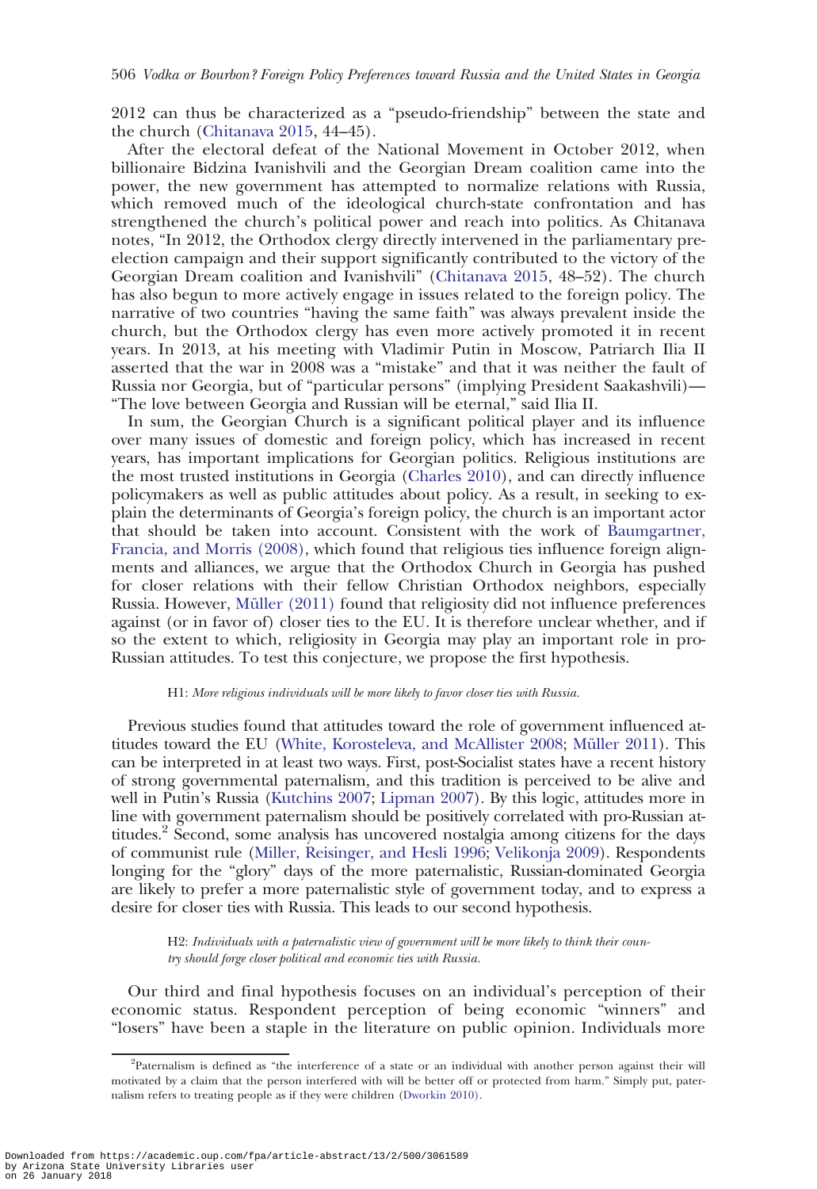2012 can thus be characterized as a "pseudo-friendship" between the state and the church (Chitanava 2015, 44–45).

After the electoral defeat of the National Movement in October 2012, when billionaire Bidzina Ivanishvili and the Georgian Dream coalition came into the power, the new government has attempted to normalize relations with Russia, which removed much of the ideological church-state confrontation and has strengthened the church's political power and reach into politics. As Chitanava notes, "In 2012, the Orthodox clergy directly intervened in the parliamentary pre-election campaign and their support significantly contributed to the victory of the Georgian Dream coalition and Ivanishvili" (Chitanava 2015, 48–52). The church has also begun to more actively engage in issues related to the foreign policy. The narrative of two countries "having the same faith" was always prevalent inside the church, but the Orthodox clergy has even more actively promoted it in recent years. In 2013, at his meeting with Vladimir Putin in Moscow, Patriarch Ilia II asserted that the war in 2008 was a "mistake" and that it was neither the fault of Russia nor Georgia, but of "particular persons" (implying President Saakashvili)—"The love between Georgia and Russian will be eternal," said Ilia II.

In sum, the Georgian Church is a significant political player and its influence over many issues of domestic and foreign policy, which has increased in recent years, has important implications for Georgian politics. Religious institutions are the most trusted institutions in Georgia (Charles 2010), and can directly influence policymakers as well as public attitudes about policy. As a result, in seeking to explain the determinants of Georgia's foreign policy, the church is an important actor that should be taken into account. Consistent with the work of Baumgartner, Francia, and Morris (2008), which found that religious ties influence foreign alignments and alliances, we argue that the Orthodox Church in Georgia has pushed for closer relations with their fellow Christian Orthodox neighbors, especially Russia. However, Müller (2011) found that religiosity did not influence preferences against (or in favor of) closer ties to the EU. It is therefore unclear whether, and if so the extent to which, religiosity in Georgia may play an important role in pro-Russian attitudes. To test this conjecture, we propose the first hypothesis.

> H1: *More religious individuals will be more likely to favor closer ties with Russia.*

Previous studies found that attitudes toward the role of government influenced attitudes toward the EU (White, Korosteleva, and McAllister 2008; Müller 2011). This can be interpreted in at least two ways. First, post-Socialist states have a recent history of strong governmental paternalism, and this tradition is perceived to be alive and well in Putin's Russia (Kutchins 2007; Lipman 2007). By this logic, attitudes more in line with government paternalism should be positively correlated with pro-Russian attitudes.[2] Second, some analysis has uncovered nostalgia among citizens for the days of communist rule (Miller, Reisinger, and Hesli 1996; Velikonja 2009). Respondents longing for the "glory" days of the more paternalistic, Russian-dominated Georgia are likely to prefer a more paternalistic style of government today, and to express a desire for closer ties with Russia. This leads to our second hypothesis.

> H2: *Individuals with a paternalistic view of government will be more likely to think their country should forge closer political and economic ties with Russia.*

Our third and final hypothesis focuses on an individual's perception of their economic status. Respondent perception of being economic "winners" and "losers" have been a staple in the literature on public opinion. Individuals more

[2] Paternalism is defined as "the interference of a state or an individual with another person against their will motivated by a claim that the person interfered with will be better off or protected from harm." Simply put, paternalism refers to treating people as if they were children (Dworkin 2010).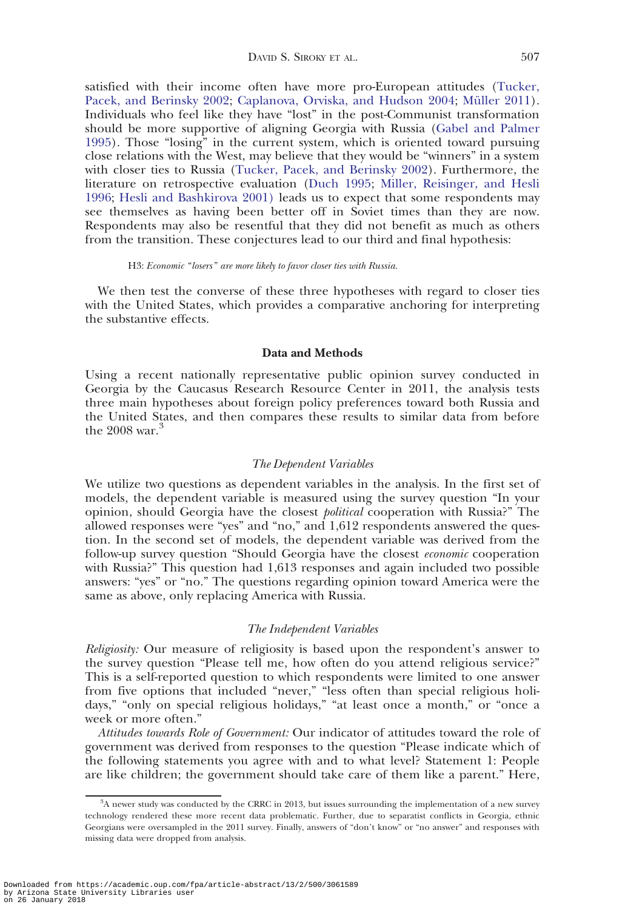satisfied with their income often have more pro-European attitudes (Tucker, Pacek, and Berinsky 2002; Caplanova, Orviska, and Hudson 2004; Müller 2011). Individuals who feel like they have "lost" in the post-Communist transformation should be more supportive of aligning Georgia with Russia (Gabel and Palmer 1995). Those "losing" in the current system, which is oriented toward pursuing close relations with the West, may believe that they would be "winners" in a system with closer ties to Russia (Tucker, Pacek, and Berinsky 2002). Furthermore, the literature on retrospective evaluation (Duch 1995; Miller, Reisinger, and Hesli 1996; Hesli and Bashkirova 2001) leads us to expect that some respondents may see themselves as having been better off in Soviet times than they are now. Respondents may also be resentful that they did not benefit as much as others from the transition. These conjectures lead to our third and final hypothesis:

> H3: *Economic "losers" are more likely to favor closer ties with Russia.*

We then test the converse of these three hypotheses with regard to closer ties with the United States, which provides a comparative anchoring for interpreting the substantive effects.

## Data and Methods

Using a recent nationally representative public opinion survey conducted in Georgia by the Caucasus Research Resource Center in 2011, the analysis tests three main hypotheses about foreign policy preferences toward both Russia and the United States, and then compares these results to similar data from before the 2008 war.[3]

### *The Dependent Variables*

We utilize two questions as dependent variables in the analysis. In the first set of models, the dependent variable is measured using the survey question "In your opinion, should Georgia have the closest *political* cooperation with Russia?" The allowed responses were "yes" and "no," and 1,612 respondents answered the question. In the second set of models, the dependent variable was derived from the follow-up survey question "Should Georgia have the closest *economic* cooperation with Russia?" This question had 1,613 responses and again included two possible answers: "yes" or "no." The questions regarding opinion toward America were the same as above, only replacing America with Russia.

### *The Independent Variables*

*Religiosity:* Our measure of religiosity is based upon the respondent's answer to the survey question "Please tell me, how often do you attend religious service?" This is a self-reported question to which respondents were limited to one answer from five options that included "never," "less often than special religious holidays," "only on special religious holidays," "at least once a month," or "once a week or more often."

*Attitudes towards Role of Government:* Our indicator of attitudes toward the role of government was derived from responses to the question "Please indicate which of the following statements you agree with and to what level? Statement 1: People are like children; the government should take care of them like a parent." Here,

---

[3]A newer study was conducted by the CRRC in 2013, but issues surrounding the implementation of a new survey technology rendered these more recent data problematic. Further, due to separatist conflicts in Georgia, ethnic Georgians were oversampled in the 2011 survey. Finally, answers of "don't know" or "no answer" and responses with missing data were dropped from analysis.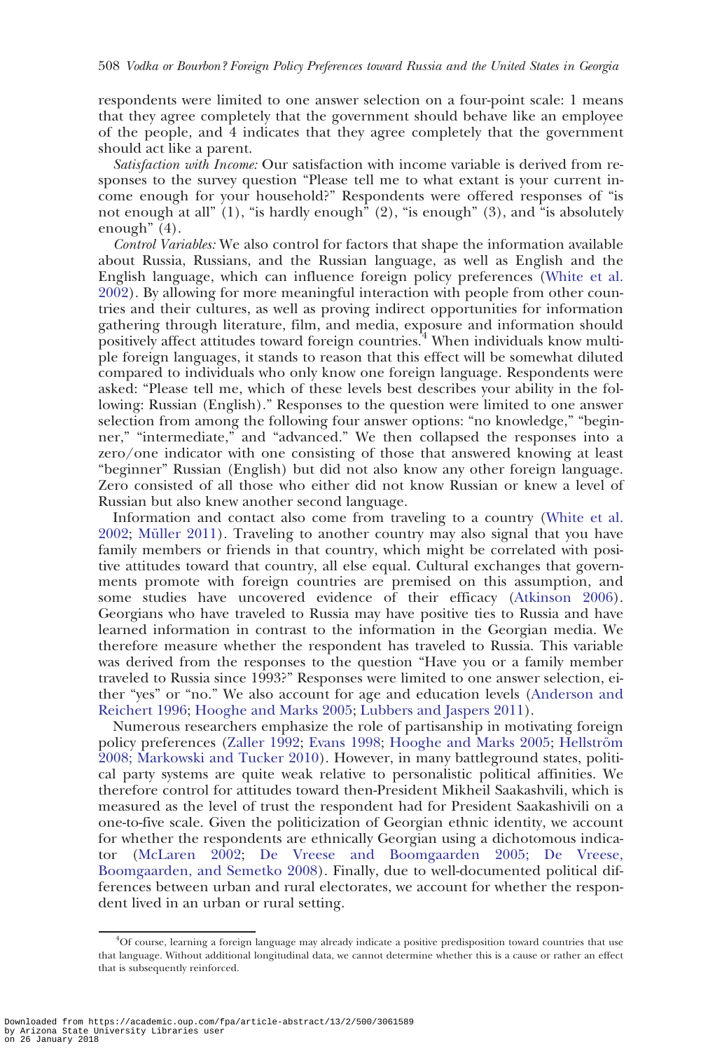respondents were limited to one answer selection on a four-point scale: 1 means that they agree completely that the government should behave like an employee of the people, and 4 indicates that they agree completely that the government should act like a parent.

*Satisfaction with Income:* Our satisfaction with income variable is derived from responses to the survey question "Please tell me to what extant is your current income enough for your household?" Respondents were offered responses of "is not enough at all" (1), "is hardly enough" (2), "is enough" (3), and "is absolutely enough" (4).

*Control Variables:* We also control for factors that shape the information available about Russia, Russians, and the Russian language, as well as English and the English language, which can influence foreign policy preferences (White et al. 2002). By allowing for more meaningful interaction with people from other countries and their cultures, as well as proving indirect opportunities for information gathering through literature, film, and media, exposure and information should positively affect attitudes toward foreign countries.[4] When individuals know multiple foreign languages, it stands to reason that this effect will be somewhat diluted compared to individuals who only know one foreign language. Respondents were asked: "Please tell me, which of these levels best describes your ability in the following: Russian (English)." Responses to the question were limited to one answer selection from among the following four answer options: "no knowledge," "beginner," "intermediate," and "advanced." We then collapsed the responses into a zero/one indicator with one consisting of those that answered knowing at least "beginner" Russian (English) but did not also know any other foreign language. Zero consisted of all those who either did not know Russian or knew a level of Russian but also knew another second language.

Information and contact also come from traveling to a country (White et al. 2002; Müller 2011). Traveling to another country may also signal that you have family members or friends in that country, which might be correlated with positive attitudes toward that country, all else equal. Cultural exchanges that governments promote with foreign countries are premised on this assumption, and some studies have uncovered evidence of their efficacy (Atkinson 2006). Georgians who have traveled to Russia may have positive ties to Russia and have learned information in contrast to the information in the Georgian media. We therefore measure whether the respondent has traveled to Russia. This variable was derived from the responses to the question "Have you or a family member traveled to Russia since 1993?" Responses were limited to one answer selection, either "yes" or "no." We also account for age and education levels (Anderson and Reichert 1996; Hooghe and Marks 2005; Lubbers and Jaspers 2011).

Numerous researchers emphasize the role of partisanship in motivating foreign policy preferences (Zaller 1992; Evans 1998; Hooghe and Marks 2005; Hellström 2008; Markowski and Tucker 2010). However, in many battleground states, political party systems are quite weak relative to personalistic political affinities. We therefore control for attitudes toward then-President Mikheil Saakashvili, which is measured as the level of trust the respondent had for President Saakashivili on a one-to-five scale. Given the politicization of Georgian ethnic identity, we account for whether the respondents are ethnically Georgian using a dichotomous indicator (McLaren 2002; De Vreese and Boomgaarden 2005; De Vreese, Boomgaarden, and Semetko 2008). Finally, due to well-documented political differences between urban and rural electorates, we account for whether the respondent lived in an urban or rural setting.

[4] Of course, learning a foreign language may already indicate a positive predisposition toward countries that use that language. Without additional longitudinal data, we cannot determine whether this is a cause or rather an effect that is subsequently reinforced.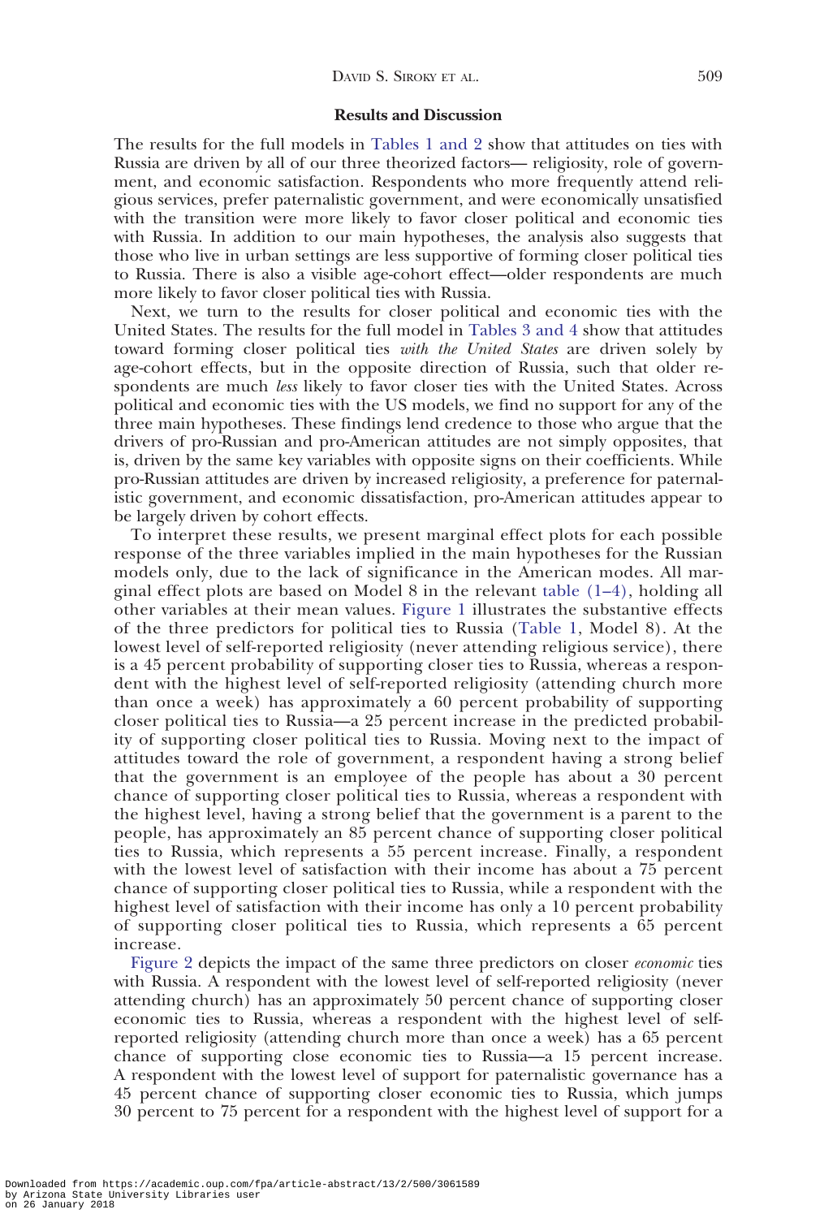### Results and Discussion

The results for the full models in Tables 1 and 2 show that attitudes on ties with Russia are driven by all of our three theorized factors— religiosity, role of government, and economic satisfaction. Respondents who more frequently attend religious services, prefer paternalistic government, and were economically unsatisfied with the transition were more likely to favor closer political and economic ties with Russia. In addition to our main hypotheses, the analysis also suggests that those who live in urban settings are less supportive of forming closer political ties to Russia. There is also a visible age-cohort effect—older respondents are much more likely to favor closer political ties with Russia.

Next, we turn to the results for closer political and economic ties with the United States. The results for the full model in Tables 3 and 4 show that attitudes toward forming closer political ties *with the United States* are driven solely by age-cohort effects, but in the opposite direction of Russia, such that older respondents are much *less* likely to favor closer ties with the United States. Across political and economic ties with the US models, we find no support for any of the three main hypotheses. These findings lend credence to those who argue that the drivers of pro-Russian and pro-American attitudes are not simply opposites, that is, driven by the same key variables with opposite signs on their coefficients. While pro-Russian attitudes are driven by increased religiosity, a preference for paternalistic government, and economic dissatisfaction, pro-American attitudes appear to be largely driven by cohort effects.

To interpret these results, we present marginal effect plots for each possible response of the three variables implied in the main hypotheses for the Russian models only, due to the lack of significance in the American modes. All marginal effect plots are based on Model 8 in the relevant table (1–4), holding all other variables at their mean values. Figure 1 illustrates the substantive effects of the three predictors for political ties to Russia (Table 1, Model 8). At the lowest level of self-reported religiosity (never attending religious service), there is a 45 percent probability of supporting closer ties to Russia, whereas a respondent with the highest level of self-reported religiosity (attending church more than once a week) has approximately a 60 percent probability of supporting closer political ties to Russia—a 25 percent increase in the predicted probability of supporting closer political ties to Russia. Moving next to the impact of attitudes toward the role of government, a respondent having a strong belief that the government is an employee of the people has about a 30 percent chance of supporting closer political ties to Russia, whereas a respondent with the highest level, having a strong belief that the government is a parent to the people, has approximately an 85 percent chance of supporting closer political ties to Russia, which represents a 55 percent increase. Finally, a respondent with the lowest level of satisfaction with their income has about a 75 percent chance of supporting closer political ties to Russia, while a respondent with the highest level of satisfaction with their income has only a 10 percent probability of supporting closer political ties to Russia, which represents a 65 percent increase.

Figure 2 depicts the impact of the same three predictors on closer *economic* ties with Russia. A respondent with the lowest level of self-reported religiosity (never attending church) has an approximately 50 percent chance of supporting closer economic ties to Russia, whereas a respondent with the highest level of self-reported religiosity (attending church more than once a week) has a 65 percent chance of supporting close economic ties to Russia—a 15 percent increase. A respondent with the lowest level of support for paternalistic governance has a 45 percent chance of supporting closer economic ties to Russia, which jumps 30 percent to 75 percent for a respondent with the highest level of support for a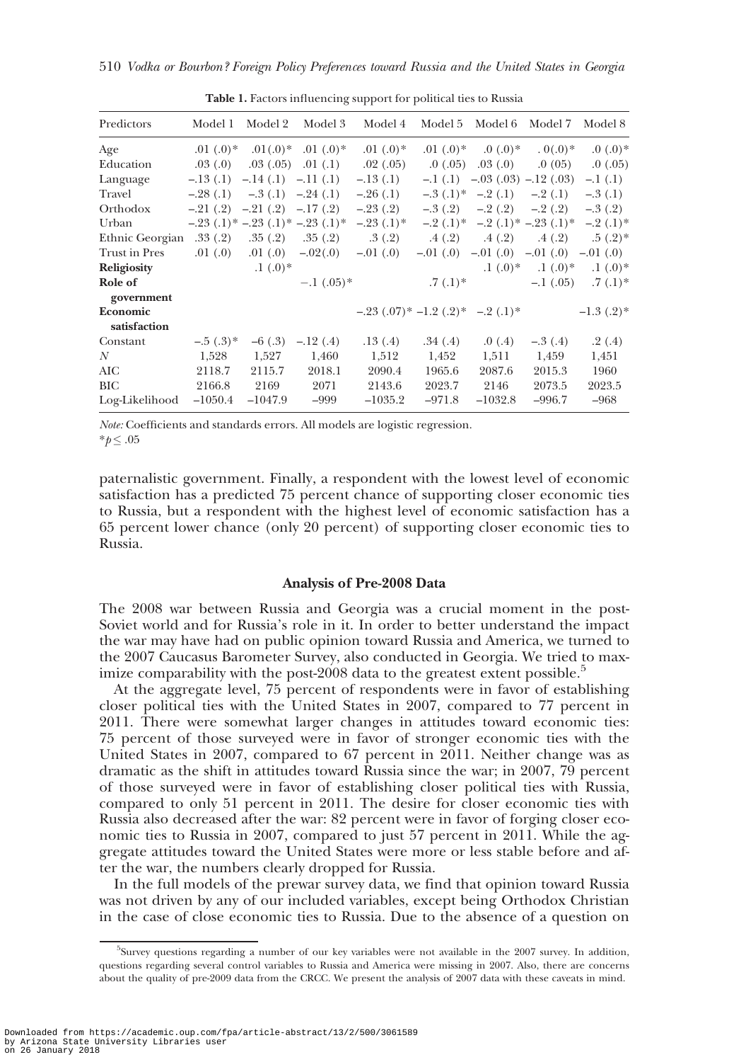**Table 1.** Factors influencing support for political ties to Russia

| Predictors | Model 1 | Model 2 | Model 3 | Model 4 | Model 5 | Model 6 | Model 7 | Model 8 |
|---|---|---|---|---|---|---|---|---|
| Age | .01 (.0)* | .01(.0)* | .01 (.0)* | .01 (.0)* | .01 (.0)* | .0 (.0)* | . 0(.0)* | .0 (.0)* |
| Education | .03 (.0) | .03 (.05) | .01 (.1) | .02 (.05) | .0 (.05) | .03 (.0) | .0 (05) | .0 (.05) |
| Language | –.13 (.1) | –.14 (.1) | –.11 (.1) | –.13 (.1) | –.1 (.1) | –.03 (.03) | –.12 (.03) | –.1 (.1) |
| Travel | –.28 (.1) | –.3 (.1) | –.24 (.1) | –.26 (.1) | –.3 (.1)* | –.2 (.1) | –.2 (.1) | –.3 (.1) |
| Orthodox | –.21 (.2) | –.21 (.2) | –.17 (.2) | –.23 (.2) | –.3 (.2) | –.2 (.2) | –.2 (.2) | –.3 (.2) |
| Urban | –.23 (.1)* | –.23 (.1)* | –.23 (.1)* | –.23 (.1)* | –.2 (.1)* | –.2 (.1)* | –.23 (.1)* | –.2 (.1)* |
| Ethnic Georgian | .33 (.2) | .35 (.2) | .35 (.2) | .3 (.2) | .4 (.2) | .4 (.2) | .4 (.2) | .5 (.2)* |
| Trust in Pres | .01 (.0) | .01 (.0) | –.02(.0) | –.01 (.0) | –.01 (.0) | –.01 (.0) | –.01 (.0) | –.01 (.0) |
| **Religiosity** | | .1 (.0)* | | | | .1 (.0)* | .1 (.0)* | .1 (.0)* |
| **Role of government** | | | –.1 (.05)* | | .7 (.1)* | | –.1 (.05) | .7 (.1)* |
| **Economic satisfaction** | | | | –.23 (.07)* | –1.2 (.2)* | –.2 (.1)* | | –1.3 (.2)* |
| Constant | –.5 (.3)* | –6 (.3) | –.12 (.4) | .13 (.4) | .34 (.4) | .0 (.4) | –.3 (.4) | .2 (.4) |
| *N* | 1,528 | 1,527 | 1,460 | 1,512 | 1,452 | 1,511 | 1,459 | 1,451 |
| AIC | 2118.7 | 2115.7 | 2018.1 | 2090.4 | 1965.6 | 2087.6 | 2015.3 | 1960 |
| BIC | 2166.8 | 2169 | 2071 | 2143.6 | 2023.7 | 2146 | 2073.5 | 2023.5 |
| Log-Likelihood | –1050.4 | –1047.9 | –999 | –1035.2 | –971.8 | –1032.8 | –996.7 | –968 |

*Note:* Coefficients and standards errors. All models are logistic regression.
$*p \leq .05$

paternalistic government. Finally, a respondent with the lowest level of economic satisfaction has a predicted 75 percent chance of supporting closer economic ties to Russia, but a respondent with the highest level of economic satisfaction has a 65 percent lower chance (only 20 percent) of supporting closer economic ties to Russia.

### Analysis of Pre-2008 Data

The 2008 war between Russia and Georgia was a crucial moment in the post-Soviet world and for Russia's role in it. In order to better understand the impact the war may have had on public opinion toward Russia and America, we turned to the 2007 Caucasus Barometer Survey, also conducted in Georgia. We tried to maximize comparability with the post-2008 data to the greatest extent possible.[5]

At the aggregate level, 75 percent of respondents were in favor of establishing closer political ties with the United States in 2007, compared to 77 percent in 2011. There were somewhat larger changes in attitudes toward economic ties: 75 percent of those surveyed were in favor of stronger economic ties with the United States in 2007, compared to 67 percent in 2011. Neither change was as dramatic as the shift in attitudes toward Russia since the war; in 2007, 79 percent of those surveyed were in favor of establishing closer political ties with Russia, compared to only 51 percent in 2011. The desire for closer economic ties with Russia also decreased after the war: 82 percent were in favor of forging closer economic ties to Russia in 2007, compared to just 57 percent in 2011. While the aggregate attitudes toward the United States were more or less stable before and after the war, the numbers clearly dropped for Russia.

In the full models of the prewar survey data, we find that opinion toward Russia was not driven by any of our included variables, except being Orthodox Christian in the case of close economic ties to Russia. Due to the absence of a question on

[5]Survey questions regarding a number of our key variables were not available in the 2007 survey. In addition, questions regarding several control variables to Russia and America were missing in 2007. Also, there are concerns about the quality of pre-2009 data from the CRCC. We present the analysis of 2007 data with these caveats in mind.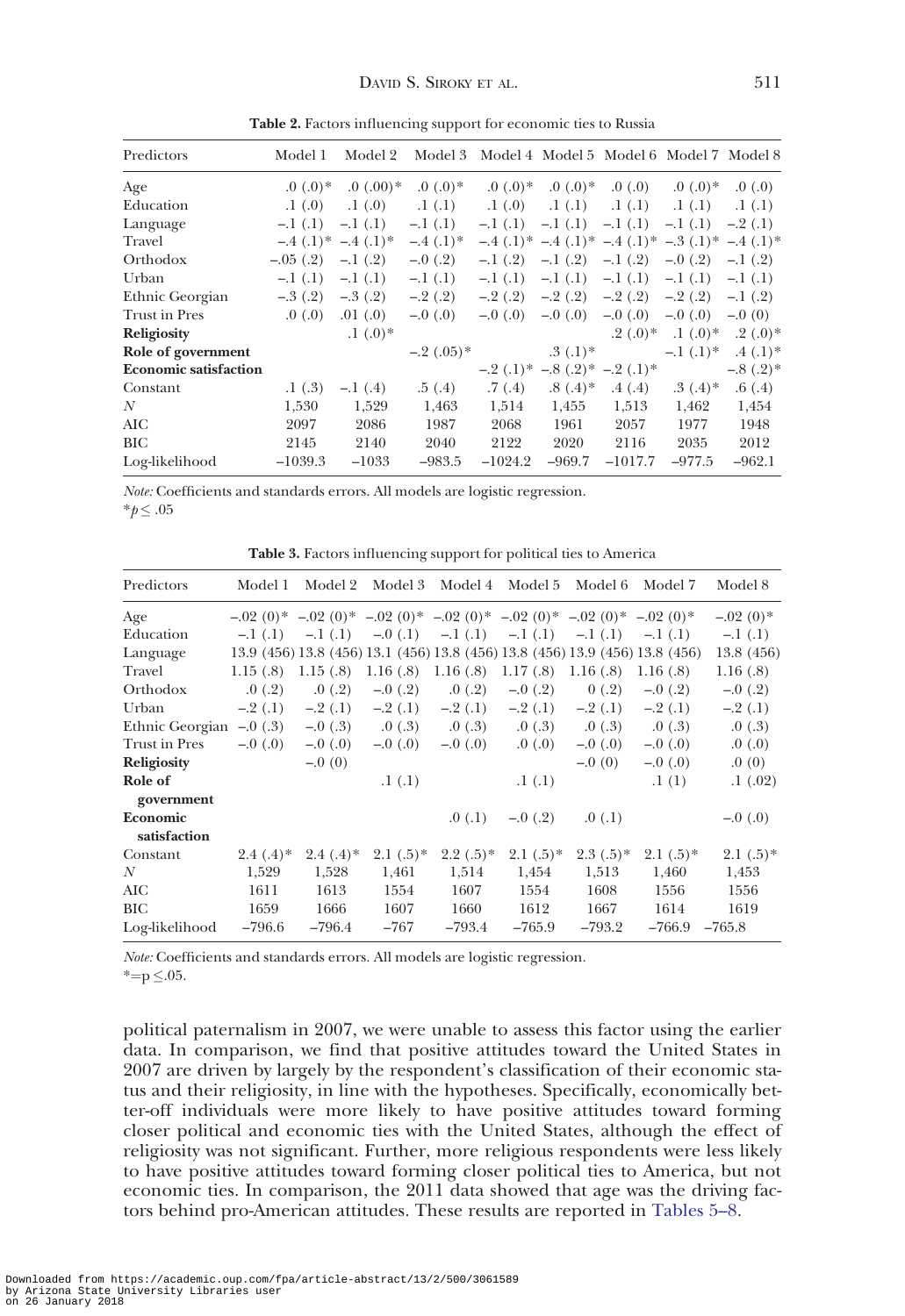**Table 2.** Factors influencing support for economic ties to Russia

| Predictors | Model 1 | Model 2 | Model 3 | Model 4 | Model 5 | Model 6 | Model 7 | Model 8 |
|---|---|---|---|---|---|---|---|---|
| Age | .0 (.0)* | .0 (.00)* | .0 (.0)* | .0 (.0)* | .0 (.0)* | .0 (.0) | .0 (.0)* | .0 (.0) |
| Education | .1 (.0) | .1 (.0) | .1 (.1) | .1 (.0) | .1 (.1) | .1 (.1) | .1 (.1) | .1 (.1) |
| Language | –.1 (.1) | –.1 (.1) | –.1 (.1) | –.1 (.1) | –.1 (.1) | –.1 (.1) | –.1 (.1) | –.2 (.1) |
| Travel | –.4 (.1)* | –.4 (.1)* | –.4 (.1)* | –.4 (.1)* | –.4 (.1)* | –.4 (.1)* | –.3 (.1)* | –.4 (.1)* |
| Orthodox | –.05 (.2) | –.1 (.2) | –.0 (.2) | –.1 (.2) | –.1 (.2) | –.1 (.2) | –.0 (.2) | –.1 (.2) |
| Urban | –.1 (.1) | –.1 (.1) | –.1 (.1) | –.1 (.1) | –.1 (.1) | –.1 (.1) | –.1 (.1) | –.1 (.1) |
| Ethnic Georgian | –.3 (.2) | –.3 (.2) | –.2 (.2) | –.2 (.2) | –.2 (.2) | –.2 (.2) | –.2 (.2) | –.1 (.2) |
| Trust in Pres | .0 (.0) | .01 (.0) | –.0 (.0) | –.0 (.0) | –.0 (.0) | –.0 (.0) | –.0 (.0) | –.0 (0) |
| **Religiosity** | | .1 (.0)* | | | | .2 (.0)* | .1 (.0)* | .2 (.0)* |
| **Role of government** | | | –.2 (.05)* | | .3 (.1)* | | –.1 (.1)* | .4 (.1)* |
| **Economic satisfaction** | | | | –.2 (.1)* | –.8 (.2)* | –.2 (.1)* | | –.8 (.2)* |
| Constant | .1 (.3) | –.1 (.4) | .5 (.4) | .7 (.4) | .8 (.4)* | .4 (.4) | .3 (.4)* | .6 (.4) |
| $N$ | 1,530 | 1,529 | 1,463 | 1,514 | 1,455 | 1,513 | 1,462 | 1,454 |
| AIC | 2097 | 2086 | 1987 | 2068 | 1961 | 2057 | 1977 | 1948 |
| BIC | 2145 | 2140 | 2040 | 2122 | 2020 | 2116 | 2035 | 2012 |
| Log-likelihood | –1039.3 | –1033 | –983.5 | –1024.2 | –969.7 | –1017.7 | –977.5 | –962.1 |

*Note:* Coefficients and standards errors. All models are logistic regression.
$*p \leq .05$

**Table 3.** Factors influencing support for political ties to America

| Predictors | Model 1 | Model 2 | Model 3 | Model 4 | Model 5 | Model 6 | Model 7 | Model 8 |
|---|---|---|---|---|---|---|---|---|
| Age | –.02 (0)* | –.02 (0)* | –.02 (0)* | –.02 (0)* | –.02 (0)* | –.02 (0)* | –.02 (0)* | –.02 (0)* |
| Education | –.1 (.1) | –.1 (.1) | –.0 (.1) | –.1 (.1) | –.1 (.1) | –.1 (.1) | –.1 (.1) | –.1 (.1) |
| Language | 13.9 (456) | 13.8 (456) | 13.1 (456) | 13.8 (456) | 13.8 (456) | 13.9 (456) | 13.8 (456) | 13.8 (456) |
| Travel | 1.15 (.8) | 1.15 (.8) | 1.16 (.8) | 1.16 (.8) | 1.17 (.8) | 1.16 (.8) | 1.16 (.8) | 1.16 (.8) |
| Orthodox | .0 (.2) | .0 (.2) | –.0 (.2) | .0 (.2) | –.0 (.2) | 0 (.2) | –.0 (.2) | –.0 (.2) |
| Urban | –.2 (.1) | –.2 (.1) | –.2 (.1) | –.2 (.1) | –.2 (.1) | –.2 (.1) | –.2 (.1) | –.2 (.1) |
| Ethnic Georgian | –.0 (.3) | –.0 (.3) | .0 (.3) | .0 (.3) | .0 (.3) | .0 (.3) | .0 (.3) | .0 (.3) |
| Trust in Pres | –.0 (.0) | –.0 (.0) | –.0 (.0) | –.0 (.0) | .0 (.0) | –.0 (.0) | –.0 (.0) | .0 (.0) |
| **Religiosity** | | –.0 (0) | | | | –.0 (0) | –.0 (.0) | .0 (0) |
| **Role of government** | | | .1 (.1) | | .1 (.1) | | .1 (1) | .1 (.02) |
| **Economic satisfaction** | | | | .0 (.1) | –.0 (.2) | .0 (.1) | | –.0 (.0) |
| Constant | 2.4 (.4)* | 2.4 (.4)* | 2.1 (.5)* | 2.2 (.5)* | 2.1 (.5)* | 2.3 (.5)* | 2.1 (.5)* | 2.1 (.5)* |
| $N$ | 1,529 | 1,528 | 1,461 | 1,514 | 1,454 | 1,513 | 1,460 | 1,453 |
| AIC | 1611 | 1613 | 1554 | 1607 | 1554 | 1608 | 1556 | 1556 |
| BIC | 1659 | 1666 | 1607 | 1660 | 1612 | 1667 | 1614 | 1619 |
| Log-likelihood | –796.6 | –796.4 | –767 | –793.4 | –765.9 | –793.2 | –766.9 | –765.8 |

*Note:* Coefficients and standards errors. All models are logistic regression.
$*=p \leq .05.$

political paternalism in 2007, we were unable to assess this factor using the earlier data. In comparison, we find that positive attitudes toward the United States in 2007 are driven by largely by the respondent's classification of their economic status and their religiosity, in line with the hypotheses. Specifically, economically better-off individuals were more likely to have positive attitudes toward forming closer political and economic ties with the United States, although the effect of religiosity was not significant. Further, more religious respondents were less likely to have positive attitudes toward forming closer political ties to America, but not economic ties. In comparison, the 2011 data showed that age was the driving factors behind pro-American attitudes. These results are reported in Tables 5–8.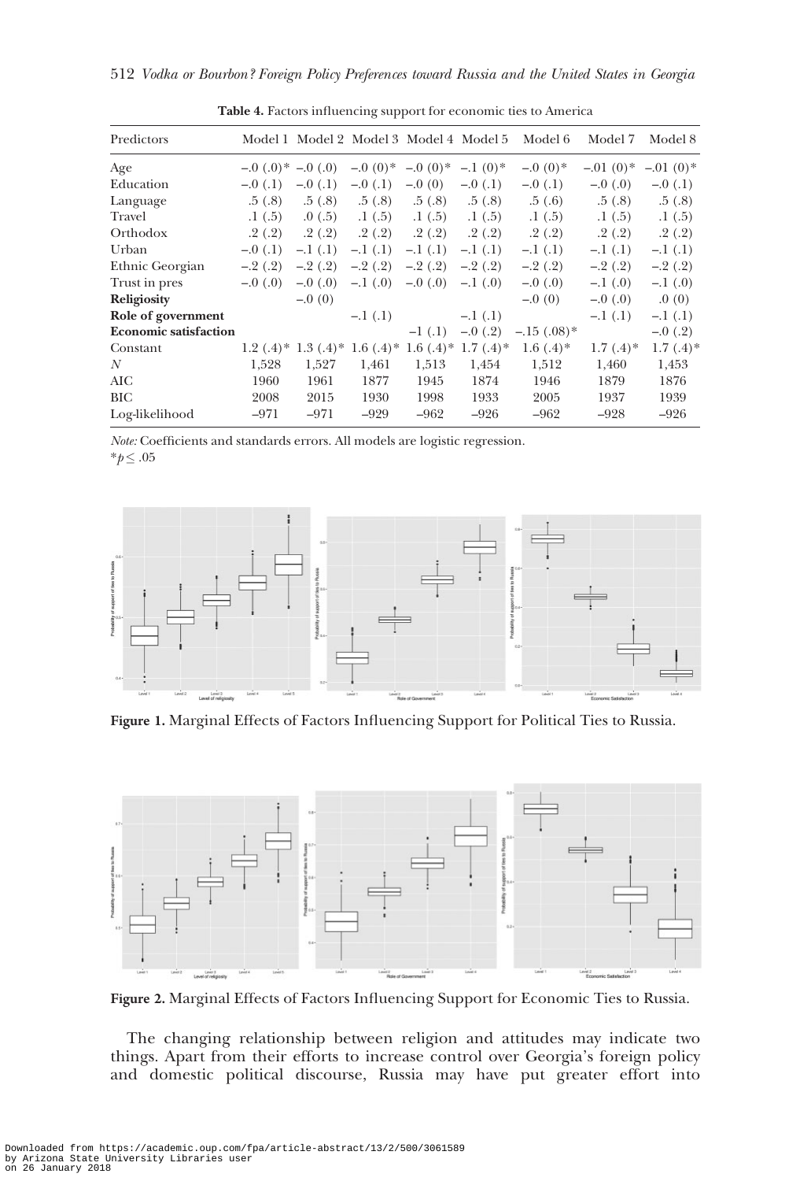**Table 4.** Factors influencing support for economic ties to America

| Predictors | Model 1 | Model 2 | Model 3 | Model 4 | Model 5 | Model 6 | Model 7 | Model 8 |
|---|---|---|---|---|---|---|---|---|
| Age | –.0 (.0)* | –.0 (.0) | –.0 (0)* | –.0 (0)* | –.1 (0)* | –.0 (0)* | –.01 (0)* | –.01 (0)* |
| Education | –.0 (.1) | –.0 (.1) | –.0 (.1) | –.0 (0) | –.0 (.1) | –.0 (.1) | –.0 (.0) | –.0 (.1) |
| Language | .5 (.8) | .5 (.8) | .5 (.8) | .5 (.8) | .5 (.8) | .5 (.6) | .5 (.8) | .5 (.8) |
| Travel | .1 (.5) | .0 (.5) | .1 (.5) | .1 (.5) | .1 (.5) | .1 (.5) | .1 (.5) | .1 (.5) |
| Orthodox | .2 (.2) | .2 (.2) | .2 (.2) | .2 (.2) | .2 (.2) | .2 (.2) | .2 (.2) | .2 (.2) |
| Urban | –.0 (.1) | –.1 (.1) | –.1 (.1) | –.1 (.1) | –.1 (.1) | –.1 (.1) | –.1 (.1) | –.1 (.1) |
| Ethnic Georgian | –.2 (.2) | –.2 (.2) | –.2 (.2) | –.2 (.2) | –.2 (.2) | –.2 (.2) | –.2 (.2) | –.2 (.2) |
| Trust in pres | –.0 (.0) | –.0 (.0) | –.1 (.0) | –.0 (.0) | –.1 (.0) | –.0 (.0) | –.1 (.0) | –.1 (.0) |
| **Religiosity** | | –.0 (0) | | | | –.0 (0) | –.0 (.0) | .0 (0) |
| **Role of government** | | | –.1 (.1) | | –.1 (.1) | | –.1 (.1) | –.1 (.1) |
| **Economic satisfaction** | | | | –1 (.1) | –.0 (.2) | –.15 (.08)* | | –.0 (.2) |
| Constant | 1.2 (.4)* | 1.3 (.4)* | 1.6 (.4)* | 1.6 (.4)* | 1.7 (.4)* | 1.6 (.4)* | 1.7 (.4)* | 1.7 (.4)* |
| $N$ | 1,528 | 1,527 | 1,461 | 1,513 | 1,454 | 1,512 | 1,460 | 1,453 |
| AIC | 1960 | 1961 | 1877 | 1945 | 1874 | 1946 | 1879 | 1876 |
| BIC | 2008 | 2015 | 1930 | 1998 | 1933 | 2005 | 1937 | 1939 |
| Log-likelihood | –971 | –971 | –929 | –962 | –926 | –962 | –928 | –926 |

*Note:* Coefficients and standards errors. All models are logistic regression.
$*p \leq .05$

**Figure 1.** Marginal Effects of Factors Influencing Support for Political Ties to Russia.

**Figure 2.** Marginal Effects of Factors Influencing Support for Economic Ties to Russia.

The changing relationship between religion and attitudes may indicate two things. Apart from their efforts to increase control over Georgia's foreign policy and domestic political discourse, Russia may have put greater effort into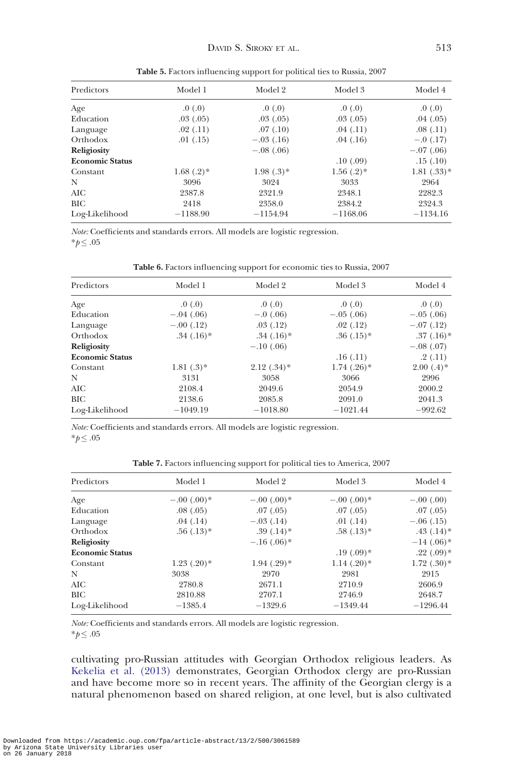**Table 5.** Factors influencing support for political ties to Russia, 2007

| Predictors | Model 1 | Model 2 | Model 3 | Model 4 |
|---|---|---|---|---|
| Age | .0 (.0) | .0 (.0) | .0 (.0) | .0 (.0) |
| Education | .03 (.05) | .03 (.05) | .03 (.05) | .04 (.05) |
| Language | .02 (.11) | .07 (.10) | .04 (.11) | .08 (.11) |
| Orthodox | .01 (.15) | −.03 (.16) | .04 (.16) | −.0 (.17) |
| **Religiosity** | | −.08 (.06) | | −.07 (.06) |
| **Economic Status** | | | .10 (.09) | .15 (.10) |
| Constant | 1.68 (.2)* | 1.98 (.3)* | 1.56 (.2)* | 1.81 (.33)* |
| N | 3096 | 3024 | 3033 | 2964 |
| AIC | 2387.8 | 2321.9 | 2348.1 | 2282.3 |
| BIC | 2418 | 2358.0 | 2384.2 | 2324.3 |
| Log-Likelihood | −1188.90 | −1154.94 | −1168.06 | −1134.16 |

*Note:* Coefficients and standards errors. All models are logistic regression.
*$p \leq .05$

**Table 6.** Factors influencing support for economic ties to Russia, 2007

| Predictors | Model 1 | Model 2 | Model 3 | Model 4 |
|---|---|---|---|---|
| Age | .0 (.0) | .0 (.0) | .0 (.0) | .0 (.0) |
| Education | −.04 (.06) | −.0 (.06) | −.05 (.06) | −.05 (.06) |
| Language | −.00 (.12) | .03 (.12) | .02 (.12) | −.07 (.12) |
| Orthodox | .34 (.16)* | .34 (.16)* | .36 (.15)* | .37 (.16)* |
| **Religiosity** | | −.10 (.06) | | −.08 (.07) |
| **Economic Status** | | | .16 (.11) | .2 (.11) |
| Constant | 1.81 (.3)* | 2.12 (.34)* | 1.74 (.26)* | 2.00 (.4)* |
| N | 3131 | 3058 | 3066 | 2996 |
| AIC | 2108.4 | 2049.6 | 2054.9 | 2000.2 |
| BIC | 2138.6 | 2085.8 | 2091.0 | 2041.3 |
| Log-Likelihood | −1049.19 | −1018.80 | −1021.44 | −992.62 |

*Note:* Coefficients and standards errors. All models are logistic regression.
*$p \leq .05$

**Table 7.** Factors influencing support for political ties to America, 2007

| Predictors | Model 1 | Model 2 | Model 3 | Model 4 |
|---|---|---|---|---|
| Age | −.00 (.00)* | −.00 (.00)* | −.00 (.00)* | −.00 (.00) |
| Education | .08 (.05) | .07 (.05) | .07 (.05) | .07 (.05) |
| Language | .04 (.14) | −.03 (.14) | .01 (.14) | −.06 (.15) |
| Orthodox | .56 (.13)* | .39 (.14)* | .58 (.13)* | .43 (.14)* |
| **Religiosity** | | −.16 (.06)* | | −14 (.06)* |
| **Economic Status** | | | .19 (.09)* | .22 (.09)* |
| Constant | 1.23 (.20)* | 1.94 (.29)* | 1.14 (.20)* | 1.72 (.30)* |
| N | 3038 | 2970 | 2981 | 2915 |
| AIC | 2780.8 | 2671.1 | 2710.9 | 2606.9 |
| BIC | 2810.88 | 2707.1 | 2746.9 | 2648.7 |
| Log-Likelihood | −1385.4 | −1329.6 | −1349.44 | −1296.44 |

*Note:* Coefficients and standards errors. All models are logistic regression.
*$p \leq .05$

cultivating pro-Russian attitudes with Georgian Orthodox religious leaders. As Kekelia et al. (2013) demonstrates, Georgian Orthodox clergy are pro-Russian and have become more so in recent years. The affinity of the Georgian clergy is a natural phenomenon based on shared religion, at one level, but is also cultivated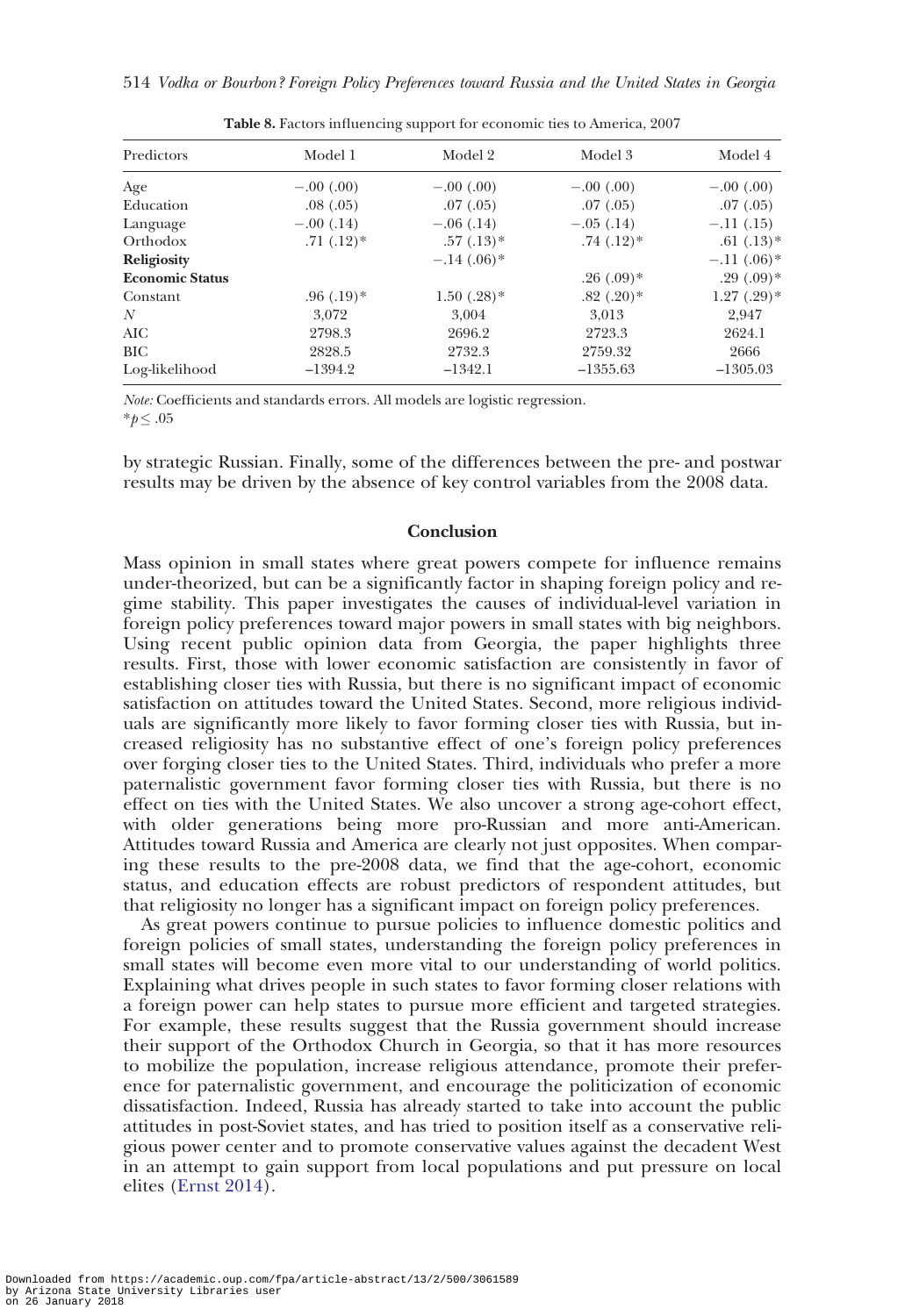**Table 8.** Factors influencing support for economic ties to America, 2007

| Predictors | Model 1 | Model 2 | Model 3 | Model 4 |
|---|---|---|---|---|
| Age | −.00 (.00) | −.00 (.00) | −.00 (.00) | −.00 (.00) |
| Education | .08 (.05) | .07 (.05) | .07 (.05) | .07 (.05) |
| Language | −.00 (.14) | −.06 (.14) | −.05 (.14) | −.11 (.15) |
| Orthodox | .71 (.12)* | .57 (.13)* | .74 (.12)* | .61 (.13)* |
| **Religiosity** | | −.14 (.06)* | | −.11 (.06)* |
| **Economic Status** | | | .26 (.09)* | .29 (.09)* |
| Constant | .96 (.19)* | 1.50 (.28)* | .82 (.20)* | 1.27 (.29)* |
| *N* | 3,072 | 3,004 | 3,013 | 2,947 |
| AIC | 2798.3 | 2696.2 | 2723.3 | 2624.1 |
| BIC | 2828.5 | 2732.3 | 2759.32 | 2666 |
| Log-likelihood | −1394.2 | −1342.1 | −1355.63 | −1305.03 |

*Note:* Coefficients and standards errors. All models are logistic regression.
$^{*}p \leq .05$

by strategic Russian. Finally, some of the differences between the pre- and postwar results may be driven by the absence of key control variables from the 2008 data.

## Conclusion

Mass opinion in small states where great powers compete for influence remains under-theorized, but can be a significantly factor in shaping foreign policy and regime stability. This paper investigates the causes of individual-level variation in foreign policy preferences toward major powers in small states with big neighbors. Using recent public opinion data from Georgia, the paper highlights three results. First, those with lower economic satisfaction are consistently in favor of establishing closer ties with Russia, but there is no significant impact of economic satisfaction on attitudes toward the United States. Second, more religious individuals are significantly more likely to favor forming closer ties with Russia, but increased religiosity has no substantive effect of one's foreign policy preferences over forging closer ties to the United States. Third, individuals who prefer a more paternalistic government favor forming closer ties with Russia, but there is no effect on ties with the United States. We also uncover a strong age-cohort effect, with older generations being more pro-Russian and more anti-American. Attitudes toward Russia and America are clearly not just opposites. When comparing these results to the pre-2008 data, we find that the age-cohort, economic status, and education effects are robust predictors of respondent attitudes, but that religiosity no longer has a significant impact on foreign policy preferences.

As great powers continue to pursue policies to influence domestic politics and foreign policies of small states, understanding the foreign policy preferences in small states will become even more vital to our understanding of world politics. Explaining what drives people in such states to favor forming closer relations with a foreign power can help states to pursue more efficient and targeted strategies. For example, these results suggest that the Russia government should increase their support of the Orthodox Church in Georgia, so that it has more resources to mobilize the population, increase religious attendance, promote their preference for paternalistic government, and encourage the politicization of economic dissatisfaction. Indeed, Russia has already started to take into account the public attitudes in post-Soviet states, and has tried to position itself as a conservative religious power center and to promote conservative values against the decadent West in an attempt to gain support from local populations and put pressure on local elites (Ernst 2014).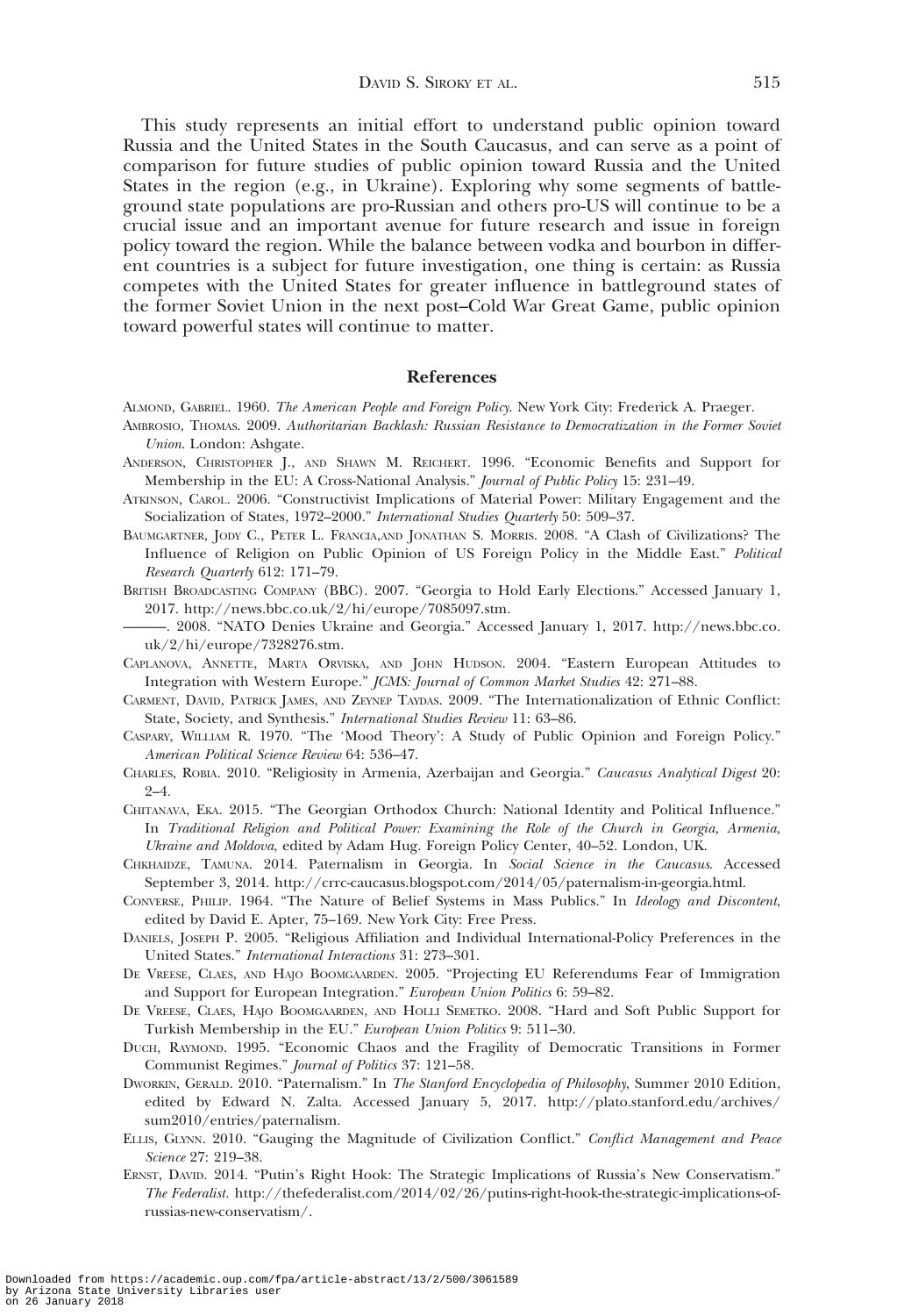This study represents an initial effort to understand public opinion toward Russia and the United States in the South Caucasus, and can serve as a point of comparison for future studies of public opinion toward Russia and the United States in the region (e.g., in Ukraine). Exploring why some segments of battleground state populations are pro-Russian and others pro-US will continue to be a crucial issue and an important avenue for future research and issue in foreign policy toward the region. While the balance between vodka and bourbon in different countries is a subject for future investigation, one thing is certain: as Russia competes with the United States for greater influence in battleground states of the former Soviet Union in the next post–Cold War Great Game, public opinion toward powerful states will continue to matter.

## References

Almond, Gabriel. 1960. *The American People and Foreign Policy.* New York City: Frederick A. Praeger.

Ambrosio, Thomas. 2009. *Authoritarian Backlash: Russian Resistance to Democratization in the Former Soviet Union.* London: Ashgate.

Anderson, Christopher J., and Shawn M. Reichert. 1996. "Economic Benefits and Support for Membership in the EU: A Cross-National Analysis." *Journal of Public Policy* 15: 231–49.

Atkinson, Carol. 2006. "Constructivist Implications of Material Power: Military Engagement and the Socialization of States, 1972–2000." *International Studies Quarterly* 50: 509–37.

Baumgartner, Jody C., Peter L. Francia,and Jonathan S. Morris. 2008. "A Clash of Civilizations? The Influence of Religion on Public Opinion of US Foreign Policy in the Middle East." *Political Research Quarterly* 612: 171–79.

British Broadcasting Company (BBC). 2007. "Georgia to Hold Early Elections." Accessed January 1, 2017. http://news.bbc.co.uk/2/hi/europe/7085097.stm.

———. 2008. "NATO Denies Ukraine and Georgia." Accessed January 1, 2017. http://news.bbc.co.uk/2/hi/europe/7328276.stm.

Caplanova, Annette, Marta Orviska, and John Hudson. 2004. "Eastern European Attitudes to Integration with Western Europe." *JCMS: Journal of Common Market Studies* 42: 271–88.

Carment, David, Patrick James, and Zeynep Taydas. 2009. "The Internationalization of Ethnic Conflict: State, Society, and Synthesis." *International Studies Review* 11: 63–86.

Caspary, William R. 1970. "The 'Mood Theory': A Study of Public Opinion and Foreign Policy." *American Political Science Review* 64: 536–47.

Charles, Robia. 2010. "Religiosity in Armenia, Azerbaijan and Georgia." *Caucasus Analytical Digest* 20: 2–4.

Chitanava, Eka. 2015. "The Georgian Orthodox Church: National Identity and Political Influence." In *Traditional Religion and Political Power: Examining the Role of the Church in Georgia, Armenia, Ukraine and Moldova*, edited by Adam Hug. Foreign Policy Center, 40–52. London, UK.

Chkhaidze, Tamuna. 2014. Paternalism in Georgia. In *Social Science in the Caucasus*. Accessed September 3, 2014. http://crrc-caucasus.blogspot.com/2014/05/paternalism-in-georgia.html.

Converse, Philip. 1964. "The Nature of Belief Systems in Mass Publics." In *Ideology and Discontent*, edited by David E. Apter, 75–169. New York City: Free Press.

Daniels, Joseph P. 2005. "Religious Affiliation and Individual International-Policy Preferences in the United States." *International Interactions* 31: 273–301.

De Vreese, Claes, and Hajo Boomgaarden. 2005. "Projecting EU Referendums Fear of Immigration and Support for European Integration." *European Union Politics* 6: 59–82.

De Vreese, Claes, Hajo Boomgaarden, and Holli Semetko. 2008. "Hard and Soft Public Support for Turkish Membership in the EU." *European Union Politics* 9: 511–30.

Duch, Raymond. 1995. "Economic Chaos and the Fragility of Democratic Transitions in Former Communist Regimes." *Journal of Politics* 37: 121–58.

Dworkin, Gerald. 2010. "Paternalism." In *The Stanford Encyclopedia of Philosophy*, Summer 2010 Edition, edited by Edward N. Zalta. Accessed January 5, 2017. http://plato.stanford.edu/archives/sum2010/entries/paternalism.

Ellis, Glynn. 2010. "Gauging the Magnitude of Civilization Conflict." *Conflict Management and Peace Science* 27: 219–38.

Ernst, David. 2014. "Putin's Right Hook: The Strategic Implications of Russia's New Conservatism." *The Federalist.* http://thefederalist.com/2014/02/26/putins-right-hook-the-strategic-implications-of-russias-new-conservatism/.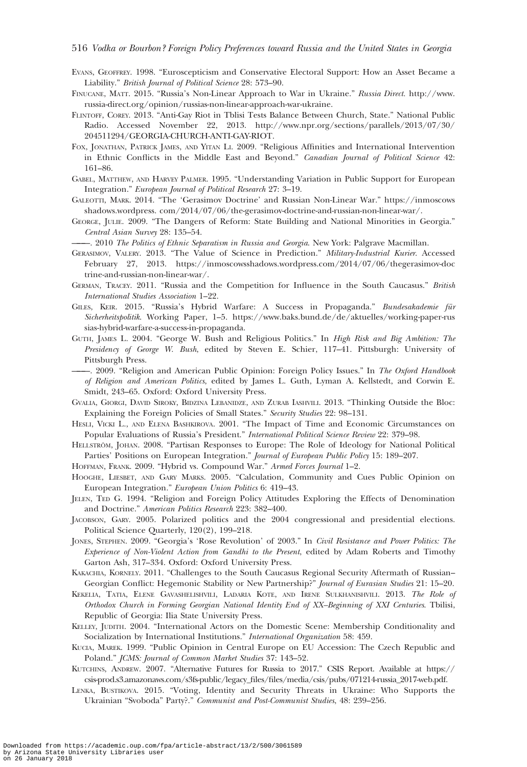Evans, Geoffrey. 1998. "Euroscepticism and Conservative Electoral Support: How an Asset Became a Liability." *British Journal of Political Science* 28: 573–90.

Finucane, Matt. 2015. "Russia's Non-Linear Approach to War in Ukraine." *Russia Direct.* http://www.russia-direct.org/opinion/russias-non-linear-approach-war-ukraine.

Flintoff, Corey. 2013. "Anti-Gay Riot in Tblisi Tests Balance Between Church, State." National Public Radio. Accessed November 22, 2013. http://www.npr.org/sections/parallels/2013/07/30/204511294/GEORGIA-CHURCH-ANTI-GAY-RIOT.

Fox, Jonathan, Patrick James, and Yitan Li. 2009. "Religious Affinities and International Intervention in Ethnic Conflicts in the Middle East and Beyond." *Canadian Journal of Political Science* 42: 161–86.

Gabel, Matthew, and Harvey Palmer. 1995. "Understanding Variation in Public Support for European Integration." *European Journal of Political Research* 27: 3–19.

Galeotti, Mark. 2014. "The 'Gerasimov Doctrine' and Russian Non-Linear War." https://inmoscows shadows.wordpress. com/2014/07/06/the-gerasimov-doctrine-and-russian-non-linear-war/.

George, Julie. 2009. "The Dangers of Reform: State Building and National Minorities in Georgia." *Central Asian Survey* 28: 135–54.

——. 2010 *The Politics of Ethnic Separatism in Russia and Georgia.* New York: Palgrave Macmillan.

Gerasimov, Valery. 2013. "The Value of Science in Prediction." *Military-Industrial Kurier.* Accessed February 27, 2013. https://inmoscowsshadows.wordpress.com/2014/07/06/thegerasimov-doctrine-and-russian-non-linear-war/.

German, Tracey. 2011. "Russia and the Competition for Influence in the South Caucasus." *British International Studies Association* 1–22.

Giles, Keir. 2015. "Russia's Hybrid Warfare: A Success in Propaganda." *Bundesakademie für Sicherheitspolitik.* Working Paper, 1–5. https://www.baks.bund.de/de/aktuelles/working-paper-russias-hybrid-warfare-a-success-in-propaganda.

Guth, James L. 2004. "George W. Bush and Religious Politics." In *High Risk and Big Ambition: The Presidency of George W. Bush*, edited by Steven E. Schier, 117–41. Pittsburgh: University of Pittsburgh Press.

——. 2009. "Religion and American Public Opinion: Foreign Policy Issues." In *The Oxford Handbook of Religion and American Politics*, edited by James L. Guth, Lyman A. Kellstedt, and Corwin E. Smidt, 243–65. Oxford: Oxford University Press.

Gvalia, Giorgi, David Siroky, Bidzina Lebanidze, and Zurab Iashvili. 2013. "Thinking Outside the Bloc: Explaining the Foreign Policies of Small States." *Security Studies* 22: 98–131.

Hesli, Vicki L., and Elena Bashkirova. 2001. "The Impact of Time and Economic Circumstances on Popular Evaluations of Russia's President." *International Political Science Review* 22: 379–98.

Hellström, Johan. 2008. "Partisan Responses to Europe: The Role of Ideology for National Political Parties' Positions on European Integration." *Journal of European Public Policy* 15: 189–207.

Hoffman, Frank. 2009. "Hybrid vs. Compound War." *Armed Forces Journal* 1–2.

Hooghe, Liesbet, and Gary Marks. 2005. "Calculation, Community and Cues Public Opinion on European Integration." *European Union Politics* 6: 419–43.

Jelen, Ted G. 1994. "Religion and Foreign Policy Attitudes Exploring the Effects of Denomination and Doctrine." *American Politics Research* 223: 382–400.

Jacobson, Gary. 2005. Polarized politics and the 2004 congressional and presidential elections. Political Science Quarterly, 120(2), 199–218.

Jones, Stephen. 2009. "Georgia's 'Rose Revolution' of 2003." In *Civil Resistance and Power Politics: The Experience of Non-Violent Action from Gandhi to the Present*, edited by Adam Roberts and Timothy Garton Ash, 317–334. Oxford: Oxford University Press.

Kakachia, Kornely. 2011. "Challenges to the South Caucasus Regional Security Aftermath of Russian–Georgian Conflict: Hegemonic Stability or New Partnership?" *Journal of Eurasian Studies* 21: 15–20.

Kekelia, Tatia, Elene Gavashelishvili, Ladaria Kote, and Irene Sulkhanishvili. 2013. *The Role of Orthodox Church in Forming Georgian National Identity End of XX–Beginning of XXI Centuries.* Tbilisi, Republic of Georgia: Ilia State University Press.

Kelley, Judith. 2004. "International Actors on the Domestic Scene: Membership Conditionality and Socialization by International Institutions." *International Organization* 58: 459.

Kucia, Marek. 1999. "Public Opinion in Central Europe on EU Accession: The Czech Republic and Poland." *JCMS: Journal of Common Market Studies* 37: 143–52.

Kutchins, Andrew. 2007. "Alternative Futures for Russia to 2017." CSIS Report. Available at https://csis-prod.s3.amazonaws.com/s3fs-public/legacy_files/files/media/csis/pubs/071214-russia_2017-web.pdf.

Lenka, Bustikova. 2015. "Voting, Identity and Security Threats in Ukraine: Who Supports the Ukrainian "Svoboda" Party?." *Communist and Post-Communist Studies*, 48: 239–256.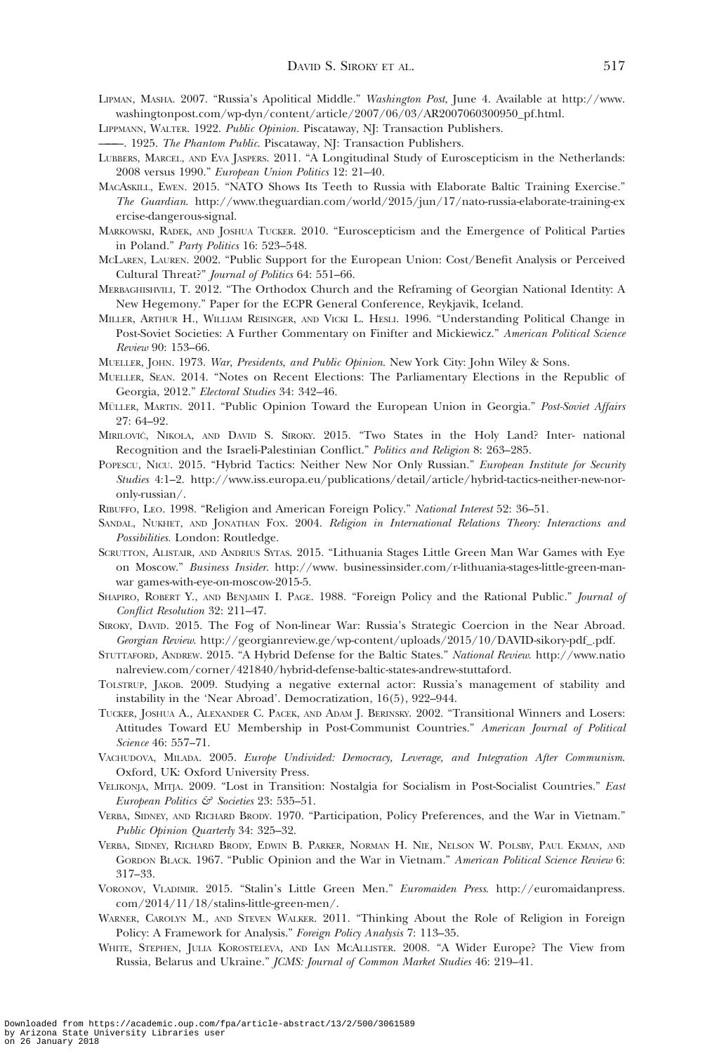Lipman, Masha. 2007. "Russia's Apolitical Middle." *Washington Post*, June 4. Available at http://www.washingtonpost.com/wp-dyn/content/article/2007/06/03/AR2007060300950_pf.html.

Lippmann, Walter. 1922. *Public Opinion*. Piscataway, NJ: Transaction Publishers.

———. 1925. *The Phantom Public*. Piscataway, NJ: Transaction Publishers.

Lubbers, Marcel, and Eva Jaspers. 2011. "A Longitudinal Study of Euroscepticism in the Netherlands: 2008 versus 1990." *European Union Politics* 12: 21–40.

MacAskill, Ewen. 2015. "NATO Shows Its Teeth to Russia with Elaborate Baltic Training Exercise." *The Guardian*. http://www.theguardian.com/world/2015/jun/17/nato-russia-elaborate-training-exercise-dangerous-signal.

Markowski, Radek, and Joshua Tucker. 2010. "Euroscepticism and the Emergence of Political Parties in Poland." *Party Politics* 16: 523–548.

McLaren, Lauren. 2002. "Public Support for the European Union: Cost/Benefit Analysis or Perceived Cultural Threat?" *Journal of Politics* 64: 551–66.

Merbaghishvili, T. 2012. "The Orthodox Church and the Reframing of Georgian National Identity: A New Hegemony." Paper for the ECPR General Conference, Reykjavik, Iceland.

Miller, Arthur H., William Reisinger, and Vicki L. Hesli. 1996. "Understanding Political Change in Post-Soviet Societies: A Further Commentary on Finifter and Mickiewicz." *American Political Science Review* 90: 153–66.

Mueller, John. 1973. *War, Presidents, and Public Opinion*. New York City: John Wiley & Sons.

Mueller, Sean. 2014. "Notes on Recent Elections: The Parliamentary Elections in the Republic of Georgia, 2012." *Electoral Studies* 34: 342–46.

Müller, Martin. 2011. "Public Opinion Toward the European Union in Georgia." *Post-Soviet Affairs* 27: 64–92.

Mirilović, Nikola, and David S. Siroky. 2015. "Two States in the Holy Land? Inter- national Recognition and the Israeli-Palestinian Conflict." *Politics and Religion* 8: 263–285.

Popescu, Nicu. 2015. "Hybrid Tactics: Neither New Nor Only Russian." *European Institute for Security Studies* 4:1–2. http://www.iss.europa.eu/publications/detail/article/hybrid-tactics-neither-new-nor-only-russian/.

Ribuffo, Leo. 1998. "Religion and American Foreign Policy." *National Interest* 52: 36–51.

Sandal, Nukhet, and Jonathan Fox. 2004. *Religion in International Relations Theory: Interactions and Possibilities*. London: Routledge.

Scrutton, Alistair, and Andrius Sytas. 2015. "Lithuania Stages Little Green Man War Games with Eye on Moscow." *Business Insider*. http://www. businessinsider.com/r-lithuania-stages-little-green-man-war games-with-eye-on-moscow-2015-5.

Shapiro, Robert Y., and Benjamin I. Page. 1988. "Foreign Policy and the Rational Public." *Journal of Conflict Resolution* 32: 211–47.

Siroky, David. 2015. The Fog of Non-linear War: Russia's Strategic Coercion in the Near Abroad. *Georgian Review*. http://georgianreview.ge/wp-content/uploads/2015/10/DAVID-sikory-pdf_.pdf.

Stuttaford, Andrew. 2015. "A Hybrid Defense for the Baltic States." *National Review*. http://www.nationalreview.com/corner/421840/hybrid-defense-baltic-states-andrew-stuttaford.

Tolstrup, Jakob. 2009. Studying a negative external actor: Russia's management of stability and instability in the 'Near Abroad'. Democratization, 16(5), 922–944.

Tucker, Joshua A., Alexander C. Pacek, and Adam J. Berinsky. 2002. "Transitional Winners and Losers: Attitudes Toward EU Membership in Post-Communist Countries." *American Journal of Political Science* 46: 557–71.

Vachudova, Milada. 2005. *Europe Undivided: Democracy, Leverage, and Integration After Communism*. Oxford, UK: Oxford University Press.

Velikonja, Mitja. 2009. "Lost in Transition: Nostalgia for Socialism in Post-Socialist Countries." *East European Politics & Societies* 23: 535–51.

Verba, Sidney, and Richard Brody. 1970. "Participation, Policy Preferences, and the War in Vietnam." *Public Opinion Quarterly* 34: 325–32.

Verba, Sidney, Richard Brody, Edwin B. Parker, Norman H. Nie, Nelson W. Polsby, Paul Ekman, and Gordon Black. 1967. "Public Opinion and the War in Vietnam." *American Political Science Review* 6: 317–33.

Voronov, Vladimir. 2015. "Stalin's Little Green Men." *Euromaiden Press*. http://euromaidanpress.com/2014/11/18/stalins-little-green-men/.

Warner, Carolyn M., and Steven Walker. 2011. "Thinking About the Role of Religion in Foreign Policy: A Framework for Analysis." *Foreign Policy Analysis* 7: 113–35.

White, Stephen, Julia Korosteleva, and Ian McAllister. 2008. "A Wider Europe? The View from Russia, Belarus and Ukraine." *JCMS: Journal of Common Market Studies* 46: 219–41.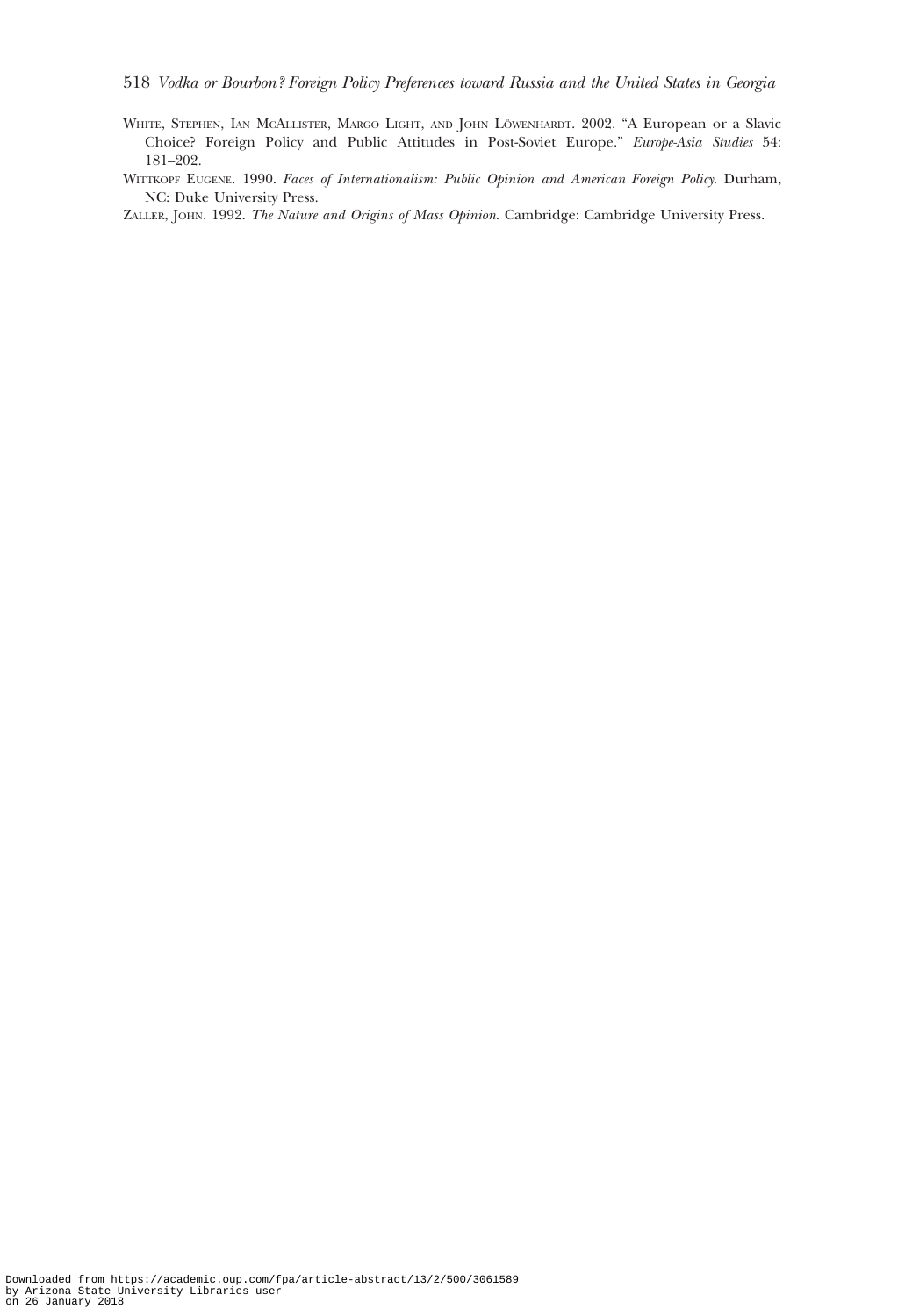White, Stephen, Ian McAllister, Margo Light, and John Löwenhardt. 2002. "A European or a Slavic Choice? Foreign Policy and Public Attitudes in Post-Soviet Europe." *Europe-Asia Studies* 54: 181–202.

Wittkopf Eugene. 1990. *Faces of Internationalism: Public Opinion and American Foreign Policy*. Durham, NC: Duke University Press.

Zaller, John. 1992. *The Nature and Origins of Mass Opinion*. Cambridge: Cambridge University Press.